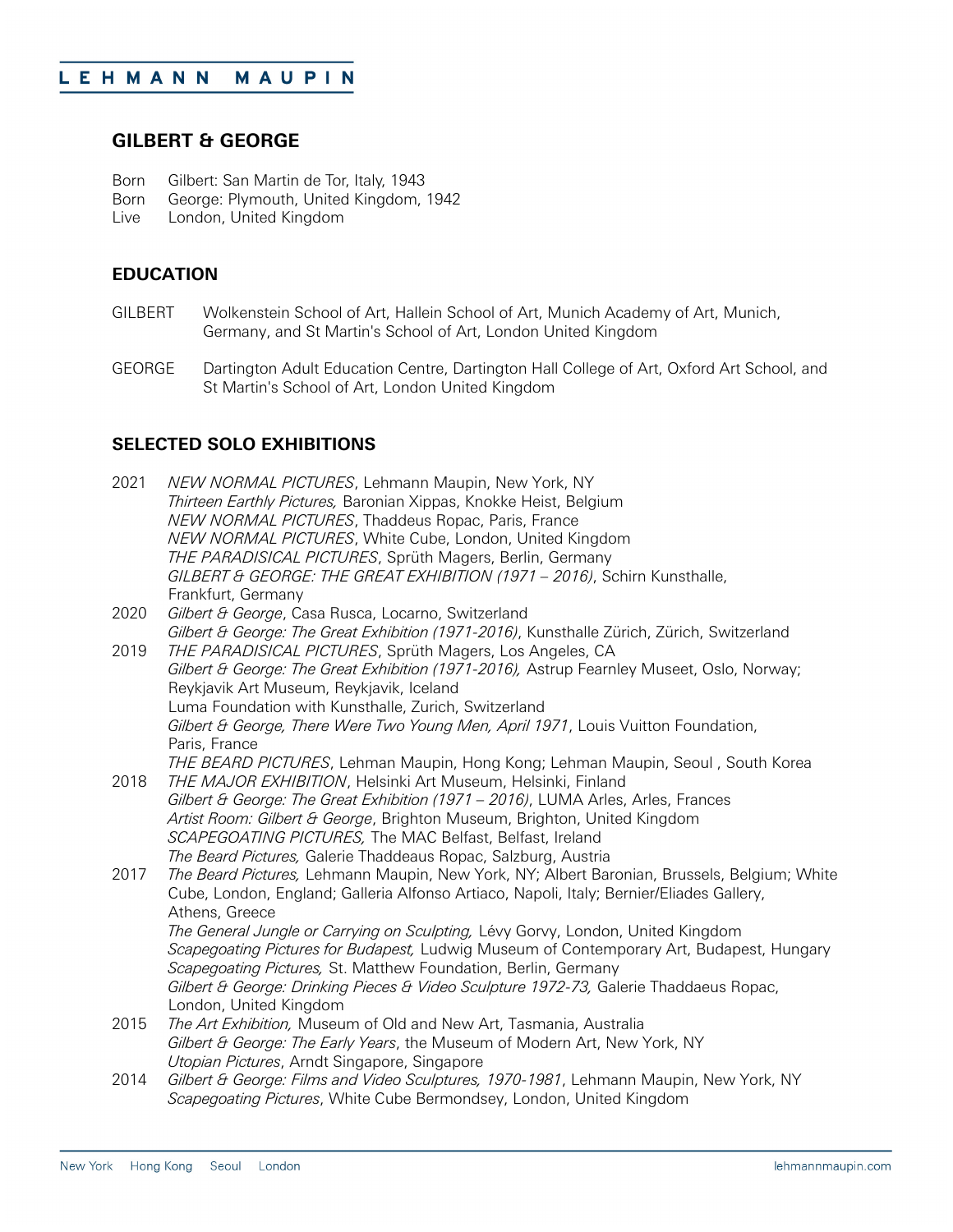# GILBERT & GEORGE

Born Gilbert: San Martin de Tor, Italy, 1943
Born George: Plymouth, United Kingdom, 1942
Live London, United Kingdom

## EDUCATION

GILBERT Wolkenstein School of Art, Hallein School of Art, Munich Academy of Art, Munich, Germany, and St Martin's School of Art, London United Kingdom

GEORGE Dartington Adult Education Centre, Dartington Hall College of Art, Oxford Art School, and St Martin's School of Art, London United Kingdom

## SELECTED SOLO EXHIBITIONS

2021 *NEW NORMAL PICTURES*, Lehmann Maupin, New York, NY
*Thirteen Earthly Pictures,* Baronian Xippas, Knokke Heist, Belgium
*NEW NORMAL PICTURES*, Thaddeus Ropac, Paris, France
*NEW NORMAL PICTURES*, White Cube, London, United Kingdom
*THE PARADISICAL PICTURES*, Sprüth Magers, Berlin, Germany
*GILBERT & GEORGE: THE GREAT EXHIBITION (1971 – 2016)*, Schirn Kunsthalle, Frankfurt, Germany

2020 *Gilbert & George*, Casa Rusca, Locarno, Switzerland
*Gilbert & George: The Great Exhibition (1971-2016)*, Kunsthalle Zürich, Zürich, Switzerland

2019 *THE PARADISICAL PICTURES*, Sprüth Magers, Los Angeles, CA
*Gilbert & George: The Great Exhibition (1971-2016),* Astrup Fearnley Museet, Oslo, Norway; Reykjavik Art Museum, Reykjavik, Iceland
Luma Foundation with Kunsthalle, Zurich, Switzerland
*Gilbert & George, There Were Two Young Men, April 1971*, Louis Vuitton Foundation, Paris, France
*THE BEARD PICTURES*, Lehman Maupin, Hong Kong; Lehman Maupin, Seoul , South Korea

2018 *THE MAJOR EXHIBITION*, Helsinki Art Museum, Helsinki, Finland
*Gilbert & George: The Great Exhibition (1971 – 2016)*, LUMA Arles, Arles, Frances
*Artist Room: Gilbert & George*, Brighton Museum, Brighton, United Kingdom
*SCAPEGOATING PICTURES,* The MAC Belfast, Belfast, Ireland
*The Beard Pictures,* Galerie Thaddeaus Ropac, Salzburg, Austria

2017 *The Beard Pictures,* Lehmann Maupin, New York, NY; Albert Baronian, Brussels, Belgium; White Cube, London, England; Galleria Alfonso Artiaco, Napoli, Italy; Bernier/Eliades Gallery, Athens, Greece
*The General Jungle or Carrying on Sculpting,* Lévy Gorvy, London, United Kingdom
*Scapegoating Pictures for Budapest,* Ludwig Museum of Contemporary Art, Budapest, Hungary
*Scapegoating Pictures,* St. Matthew Foundation, Berlin, Germany
*Gilbert & George: Drinking Pieces & Video Sculpture 1972-73,* Galerie Thaddaeus Ropac, London, United Kingdom

2015 *The Art Exhibition,* Museum of Old and New Art, Tasmania, Australia
*Gilbert & George: The Early Years*, the Museum of Modern Art, New York, NY
*Utopian Pictures*, Arndt Singapore, Singapore

2014 *Gilbert & George: Films and Video Sculptures, 1970-1981*, Lehmann Maupin, New York, NY
*Scapegoating Pictures*, White Cube Bermondsey, London, United Kingdom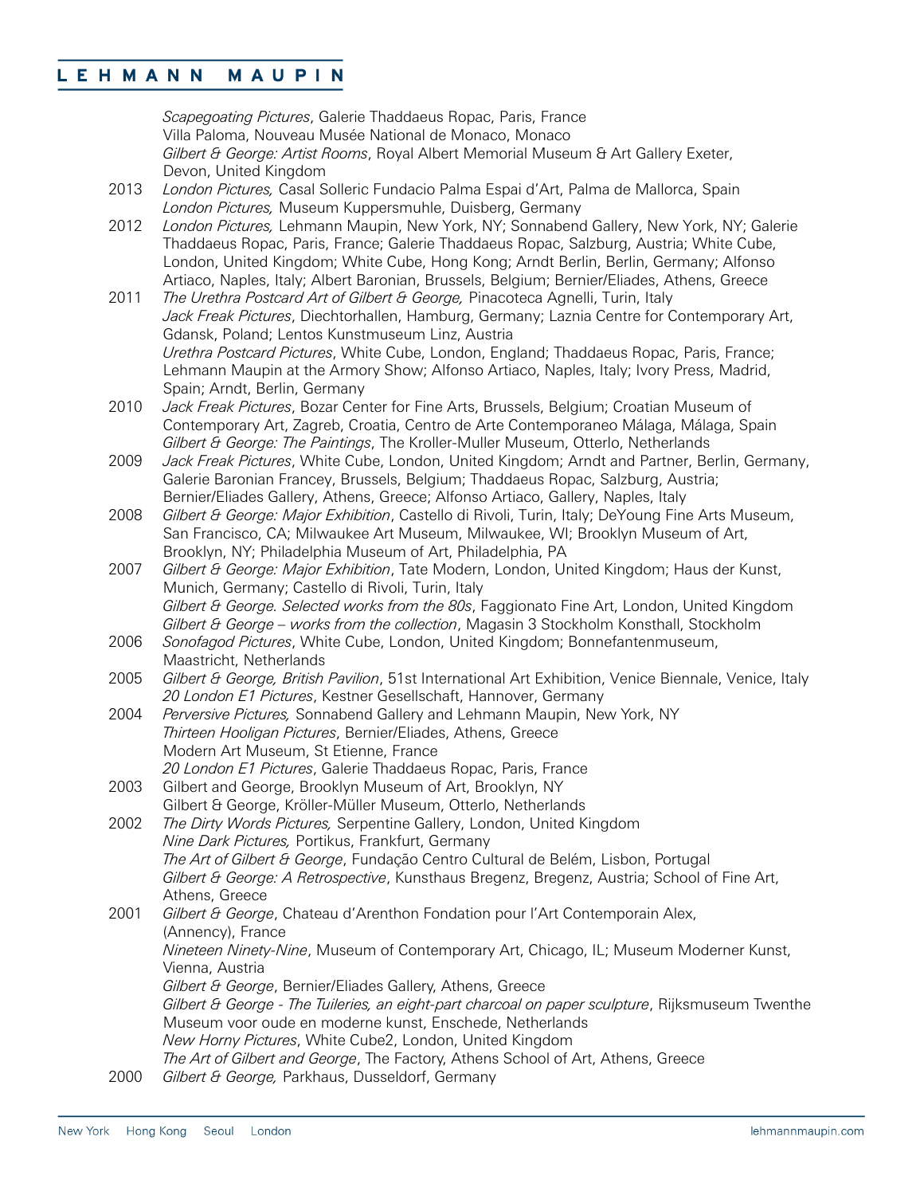*Scapegoating Pictures*, Galerie Thaddaeus Ropac, Paris, France
Villa Paloma, Nouveau Musée National de Monaco, Monaco
*Gilbert & George: Artist Rooms*, Royal Albert Memorial Museum & Art Gallery Exeter, Devon, United Kingdom

2013 *London Pictures,* Casal Solleric Fundacio Palma Espai d'Art, Palma de Mallorca, Spain
*London Pictures,* Museum Kuppersmuhle, Duisberg, Germany

2012 *London Pictures,* Lehmann Maupin, New York, NY; Sonnabend Gallery, New York, NY; Galerie Thaddaeus Ropac, Paris, France; Galerie Thaddaeus Ropac, Salzburg, Austria; White Cube, London, United Kingdom; White Cube, Hong Kong; Arndt Berlin, Berlin, Germany; Alfonso Artiaco, Naples, Italy; Albert Baronian, Brussels, Belgium; Bernier/Eliades, Athens, Greece

2011 *The Urethra Postcard Art of Gilbert & George,* Pinacoteca Agnelli, Turin, Italy
*Jack Freak Pictures*, Diechtorhallen, Hamburg, Germany; Laznia Centre for Contemporary Art, Gdansk, Poland; Lentos Kunstmuseum Linz, Austria
*Urethra Postcard Pictures*, White Cube, London, England; Thaddaeus Ropac, Paris, France; Lehmann Maupin at the Armory Show; Alfonso Artiaco, Naples, Italy; Ivory Press, Madrid, Spain; Arndt, Berlin, Germany

2010 *Jack Freak Pictures*, Bozar Center for Fine Arts, Brussels, Belgium; Croatian Museum of Contemporary Art, Zagreb, Croatia, Centro de Arte Contemporaneo Málaga, Málaga, Spain
*Gilbert & George: The Paintings*, The Kroller-Muller Museum, Otterlo, Netherlands

2009 *Jack Freak Pictures*, White Cube, London, United Kingdom; Arndt and Partner, Berlin, Germany, Galerie Baronian Francey, Brussels, Belgium; Thaddaeus Ropac, Salzburg, Austria; Bernier/Eliades Gallery, Athens, Greece; Alfonso Artiaco, Gallery, Naples, Italy

2008 *Gilbert & George: Major Exhibition*, Castello di Rivoli, Turin, Italy; DeYoung Fine Arts Museum, San Francisco, CA; Milwaukee Art Museum, Milwaukee, WI; Brooklyn Museum of Art, Brooklyn, NY; Philadelphia Museum of Art, Philadelphia, PA

2007 *Gilbert & George: Major Exhibition*, Tate Modern, London, United Kingdom; Haus der Kunst, Munich, Germany; Castello di Rivoli, Turin, Italy
*Gilbert & George. Selected works from the 80s*, Faggionato Fine Art, London, United Kingdom
*Gilbert & George – works from the collection*, Magasin 3 Stockholm Konsthall, Stockholm

2006 *Sonofagod Pictures*, White Cube, London, United Kingdom; Bonnefantenmuseum, Maastricht, Netherlands

2005 *Gilbert & George, British Pavilion*, 51st International Art Exhibition, Venice Biennale, Venice, Italy
*20 London E1 Pictures*, Kestner Gesellschaft, Hannover, Germany

2004 *Perversive Pictures,* Sonnabend Gallery and Lehmann Maupin, New York, NY
*Thirteen Hooligan Pictures*, Bernier/Eliades, Athens, Greece
Modern Art Museum, St Etienne, France
*20 London E1 Pictures*, Galerie Thaddaeus Ropac, Paris, France

2003 Gilbert and George, Brooklyn Museum of Art, Brooklyn, NY
Gilbert & George, Kröller-Müller Museum, Otterlo, Netherlands

2002 *The Dirty Words Pictures,* Serpentine Gallery, London, United Kingdom
*Nine Dark Pictures,* Portikus, Frankfurt, Germany
*The Art of Gilbert & George*, Fundação Centro Cultural de Belém, Lisbon, Portugal
*Gilbert & George: A Retrospective*, Kunsthaus Bregenz, Bregenz, Austria; School of Fine Art, Athens, Greece

2001 *Gilbert & George*, Chateau d'Arenthon Fondation pour l'Art Contemporain Alex, (Annency), France
*Nineteen Ninety-Nine*, Museum of Contemporary Art, Chicago, IL; Museum Moderner Kunst, Vienna, Austria
*Gilbert & George*, Bernier/Eliades Gallery, Athens, Greece
*Gilbert & George - The Tuileries, an eight-part charcoal on paper sculpture*, Rijksmuseum Twenthe Museum voor oude en moderne kunst, Enschede, Netherlands
*New Horny Pictures*, White Cube2, London, United Kingdom
*The Art of Gilbert and George*, The Factory, Athens School of Art, Athens, Greece

2000 *Gilbert & George,* Parkhaus, Dusseldorf, Germany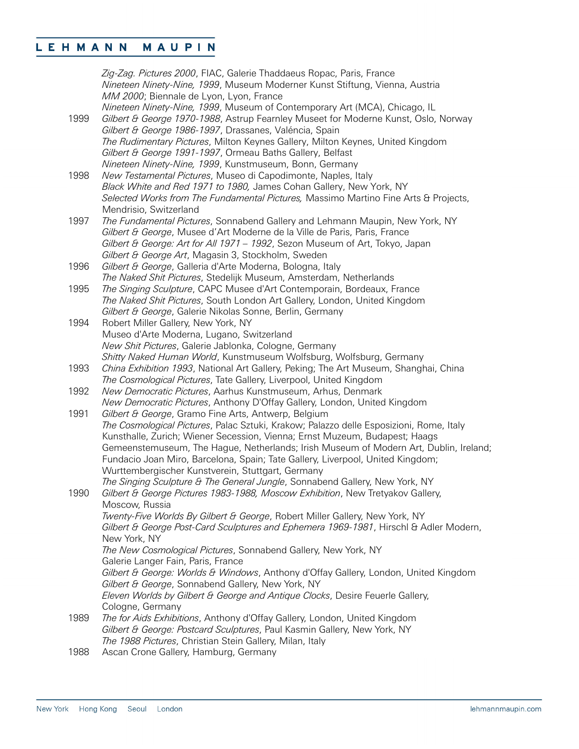*Zig-Zag. Pictures 2000*, FIAC, Galerie Thaddaeus Ropac, Paris, France
*Nineteen Ninety-Nine, 1999*, Museum Moderner Kunst Stiftung, Vienna, Austria
*MM 2000*; Biennale de Lyon, Lyon, France
*Nineteen Ninety-Nine, 1999*, Museum of Contemporary Art (MCA), Chicago, IL

1999 *Gilbert & George 1970-1988*, Astrup Fearnley Museet for Moderne Kunst, Oslo, Norway
*Gilbert & George 1986-1997*, Drassanes, Valéncia, Spain
*The Rudimentary Pictures*, Milton Keynes Gallery, Milton Keynes, United Kingdom
*Gilbert & George 1991-1997*, Ormeau Baths Gallery, Belfast
*Nineteen Ninety-Nine, 1999*, Kunstmuseum, Bonn, Germany

1998 *New Testamental Pictures*, Museo di Capodimonte, Naples, Italy
*Black White and Red 1971 to 1980,* James Cohan Gallery, New York, NY
*Selected Works from The Fundamental Pictures,* Massimo Martino Fine Arts & Projects, Mendrisio, Switzerland

1997 *The Fundamental Pictures*, Sonnabend Gallery and Lehmann Maupin, New York, NY
*Gilbert & George*, Musee d'Art Moderne de la Ville de Paris, Paris, France
*Gilbert & George: Art for All 1971 – 1992*, Sezon Museum of Art, Tokyo, Japan
*Gilbert & George Art*, Magasin 3, Stockholm, Sweden

1996 *Gilbert & George*, Galleria d'Arte Moderna, Bologna, Italy
*The Naked Shit Pictures*, Stedelijk Museum, Amsterdam, Netherlands

1995 *The Singing Sculpture*, CAPC Musee d'Art Contemporain, Bordeaux, France
*The Naked Shit Pictures*, South London Art Gallery, London, United Kingdom
*Gilbert & George*, Galerie Nikolas Sonne, Berlin, Germany

1994 Robert Miller Gallery, New York, NY
Museo d'Arte Moderna, Lugano, Switzerland
*New Shit Pictures*, Galerie Jablonka, Cologne, Germany
*Shitty Naked Human World*, Kunstmuseum Wolfsburg, Wolfsburg, Germany

1993 *China Exhibition 1993*, National Art Gallery, Peking; The Art Museum, Shanghai, China
*The Cosmological Pictures*, Tate Gallery, Liverpool, United Kingdom

1992 *New Democratic Pictures*, Aarhus Kunstmuseum, Arhus, Denmark
*New Democratic Pictures*, Anthony D'Offay Gallery, London, United Kingdom

1991 *Gilbert & George*, Gramo Fine Arts, Antwerp, Belgium
*The Cosmological Pictures*, Palac Sztuki, Krakow; Palazzo delle Esposizioni, Rome, Italy Kunsthalle, Zurich; Wiener Secession, Vienna; Ernst Muzeum, Budapest; Haags Gemeenstemuseum, The Hague, Netherlands; Irish Museum of Modern Art, Dublin, Ireland; Fundacio Joan Miro, Barcelona, Spain; Tate Gallery, Liverpool, United Kingdom; Wurttembergischer Kunstverein, Stuttgart, Germany
*The Singing Sculpture & The General Jungle*, Sonnabend Gallery, New York, NY

1990 *Gilbert & George Pictures 1983-1988, Moscow Exhibition*, New Tretyakov Gallery, Moscow, Russia
*Twenty-Five Worlds By Gilbert & George*, Robert Miller Gallery, New York, NY
*Gilbert & George Post-Card Sculptures and Ephemera 1969-1981*, Hirschl & Adler Modern, New York, NY
*The New Cosmological Pictures*, Sonnabend Gallery, New York, NY
Galerie Langer Fain, Paris, France
*Gilbert & George: Worlds & Windows*, Anthony d'Offay Gallery, London, United Kingdom
*Gilbert & George*, Sonnabend Gallery, New York, NY
*Eleven Worlds by Gilbert & George and Antique Clocks*, Desire Feuerle Gallery, Cologne, Germany

1989 *The for Aids Exhibitions*, Anthony d'Offay Gallery, London, United Kingdom
*Gilbert & George: Postcard Sculptures*, Paul Kasmin Gallery, New York, NY
*The 1988 Pictures*, Christian Stein Gallery, Milan, Italy

1988 Ascan Crone Gallery, Hamburg, Germany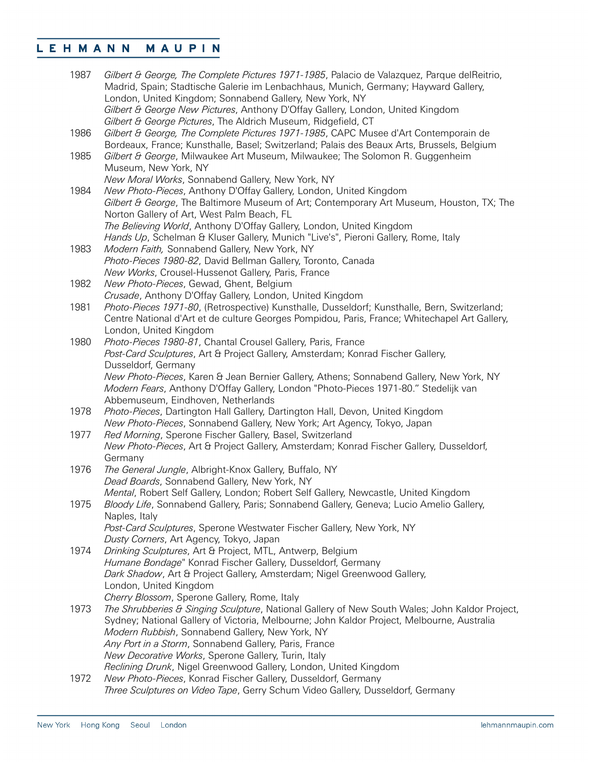1987 *Gilbert & George, The Complete Pictures 1971-1985*, Palacio de Valazquez, Parque delReitrio, Madrid, Spain; Stadtische Galerie im Lenbachhaus, Munich, Germany; Hayward Gallery, London, United Kingdom; Sonnabend Gallery, New York, NY
*Gilbert & George New Pictures*, Anthony D'Offay Gallery, London, United Kingdom
*Gilbert & George Pictures*, The Aldrich Museum, Ridgefield, CT

1986 *Gilbert & George, The Complete Pictures 1971-1985*, CAPC Musee d'Art Contemporain de Bordeaux, France; Kunsthalle, Basel; Switzerland; Palais des Beaux Arts, Brussels, Belgium

1985 *Gilbert & George*, Milwaukee Art Museum, Milwaukee; The Solomon R. Guggenheim Museum, New York, NY
*New Moral Works*, Sonnabend Gallery, New York, NY

1984 *New Photo-Pieces*, Anthony D'Offay Gallery, London, United Kingdom
*Gilbert & George*, The Baltimore Museum of Art; Contemporary Art Museum, Houston, TX; The Norton Gallery of Art, West Palm Beach, FL
*The Believing World*, Anthony D'Offay Gallery, London, United Kingdom
*Hands Up*, Schelman & Kluser Gallery, Munich "Live's", Pieroni Gallery, Rome, Italy

1983 *Modern Faith,* Sonnabend Gallery, New York, NY
*Photo-Pieces 1980-82*, David Bellman Gallery, Toronto, Canada
*New Works*, Crousel-Hussenot Gallery, Paris, France

1982 *New Photo-Pieces*, Gewad, Ghent, Belgium
*Crusade*, Anthony D'Offay Gallery, London, United Kingdom

1981 *Photo-Pieces 1971-80*, (Retrospective) Kunsthalle, Dusseldorf; Kunsthalle, Bern, Switzerland; Centre National d'Art et de culture Georges Pompidou, Paris, France; Whitechapel Art Gallery, London, United Kingdom

1980 *Photo-Pieces 1980-81*, Chantal Crousel Gallery, Paris, France
*Post-Card Sculptures*, Art & Project Gallery, Amsterdam; Konrad Fischer Gallery, Dusseldorf, Germany
*New Photo-Pieces*, Karen & Jean Bernier Gallery, Athens; Sonnabend Gallery, New York, NY
*Modern Fears*, Anthony D'Offay Gallery, London "Photo-Pieces 1971-80." Stedelijk van Abbemuseum, Eindhoven, Netherlands

1978 *Photo-Pieces*, Dartington Hall Gallery, Dartington Hall, Devon, United Kingdom
*New Photo-Pieces*, Sonnabend Gallery, New York; Art Agency, Tokyo, Japan

1977 *Red Morning*, Sperone Fischer Gallery, Basel, Switzerland
*New Photo-Pieces*, Art & Project Gallery, Amsterdam; Konrad Fischer Gallery, Dusseldorf, Germany

1976 *The General Jungle*, Albright-Knox Gallery, Buffalo, NY
*Dead Boards*, Sonnabend Gallery, New York, NY
*Mental*, Robert Self Gallery, London; Robert Self Gallery, Newcastle, United Kingdom

1975 *Bloody Life*, Sonnabend Gallery, Paris; Sonnabend Gallery, Geneva; Lucio Amelio Gallery, Naples, Italy
*Post-Card Sculptures*, Sperone Westwater Fischer Gallery, New York, NY
*Dusty Corners*, Art Agency, Tokyo, Japan

1974 *Drinking Sculptures*, Art & Project, MTL, Antwerp, Belgium
*Humane Bondage*" Konrad Fischer Gallery, Dusseldorf, Germany
*Dark Shadow*, Art & Project Gallery, Amsterdam; Nigel Greenwood Gallery, London, United Kingdom
*Cherry Blossom*, Sperone Gallery, Rome, Italy

1973 *The Shrubberies & Singing Sculpture*, National Gallery of New South Wales; John Kaldor Project, Sydney; National Gallery of Victoria, Melbourne; John Kaldor Project, Melbourne, Australia
*Modern Rubbish*, Sonnabend Gallery, New York, NY
*Any Port in a Storm*, Sonnabend Gallery, Paris, France
*New Decorative Works*, Sperone Gallery, Turin, Italy
*Reclining Drunk*, Nigel Greenwood Gallery, London, United Kingdom

1972 *New Photo-Pieces*, Konrad Fischer Gallery, Dusseldorf, Germany
*Three Sculptures on Video Tape*, Gerry Schum Video Gallery, Dusseldorf, Germany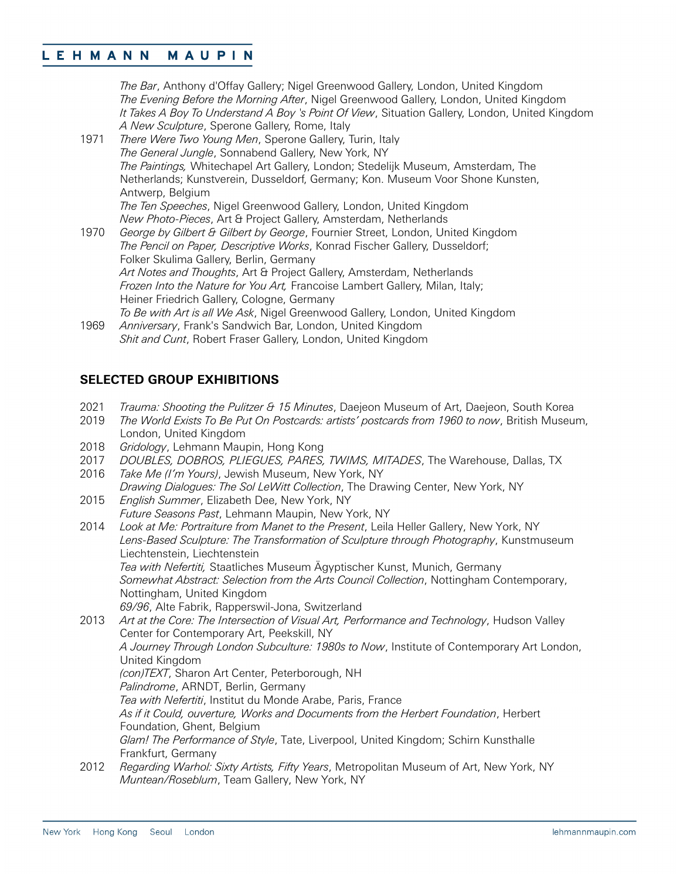*The Bar*, Anthony d'Offay Gallery; Nigel Greenwood Gallery, London, United Kingdom
*The Evening Before the Morning After*, Nigel Greenwood Gallery, London, United Kingdom
*It Takes A Boy To Understand A Boy 's Point Of View*, Situation Gallery, London, United Kingdom
*A New Sculpture*, Sperone Gallery, Rome, Italy

1971 *There Were Two Young Men*, Sperone Gallery, Turin, Italy
*The General Jungle*, Sonnabend Gallery, New York, NY
*The Paintings,* Whitechapel Art Gallery, London; Stedelijk Museum, Amsterdam, The Netherlands; Kunstverein, Dusseldorf, Germany; Kon. Museum Voor Shone Kunsten, Antwerp, Belgium
*The Ten Speeches*, Nigel Greenwood Gallery, London, United Kingdom
*New Photo-Pieces*, Art & Project Gallery, Amsterdam, Netherlands

1970 *George by Gilbert & Gilbert by George*, Fournier Street, London, United Kingdom
*The Pencil on Paper, Descriptive Works*, Konrad Fischer Gallery, Dusseldorf; Folker Skulima Gallery, Berlin, Germany
*Art Notes and Thoughts*, Art & Project Gallery, Amsterdam, Netherlands
*Frozen Into the Nature for You Art,* Francoise Lambert Gallery, Milan, Italy; Heiner Friedrich Gallery, Cologne, Germany
*To Be with Art is all We Ask*, Nigel Greenwood Gallery, London, United Kingdom

1969 *Anniversary*, Frank's Sandwich Bar, London, United Kingdom
*Shit and Cunt*, Robert Fraser Gallery, London, United Kingdom

## SELECTED GROUP EXHIBITIONS

2021 *Trauma: Shooting the Pulitzer & 15 Minutes*, Daejeon Museum of Art, Daejeon, South Korea

2019 *The World Exists To Be Put On Postcards: artists' postcards from 1960 to now*, British Museum, London, United Kingdom

2018 *Gridology*, Lehmann Maupin, Hong Kong

2017 *DOUBLES, DOBROS, PLIEGUES, PARES, TWIMS, MITADES*, The Warehouse, Dallas, TX

2016 *Take Me (I'm Yours)*, Jewish Museum, New York, NY
*Drawing Dialogues: The Sol LeWitt Collection*, The Drawing Center, New York, NY

2015 *English Summer*, Elizabeth Dee, New York, NY
*Future Seasons Past*, Lehmann Maupin, New York, NY

2014 *Look at Me: Portraiture from Manet to the Present*, Leila Heller Gallery, New York, NY
*Lens-Based Sculpture: The Transformation of Sculpture through Photography*, Kunstmuseum Liechtenstein, Liechtenstein
*Tea with Nefertiti,* Staatliches Museum Ägyptischer Kunst, Munich, Germany
*Somewhat Abstract: Selection from the Arts Council Collection*, Nottingham Contemporary, Nottingham, United Kingdom
*69/96*, Alte Fabrik, Rapperswil-Jona, Switzerland

2013 *Art at the Core: The Intersection of Visual Art, Performance and Technology*, Hudson Valley Center for Contemporary Art, Peekskill, NY
*A Journey Through London Subculture: 1980s to Now*, Institute of Contemporary Art London, United Kingdom
*(con)TEXT*, Sharon Art Center, Peterborough, NH
*Palindrome*, ARNDT, Berlin, Germany
*Tea with Nefertiti*, Institut du Monde Arabe, Paris, France
*As if it Could, ouverture, Works and Documents from the Herbert Foundation*, Herbert Foundation, Ghent, Belgium
*Glam! The Performance of Style*, Tate, Liverpool, United Kingdom; Schirn Kunsthalle Frankfurt, Germany

2012 *Regarding Warhol: Sixty Artists, Fifty Years*, Metropolitan Museum of Art, New York, NY
*Muntean/Roseblum*, Team Gallery, New York, NY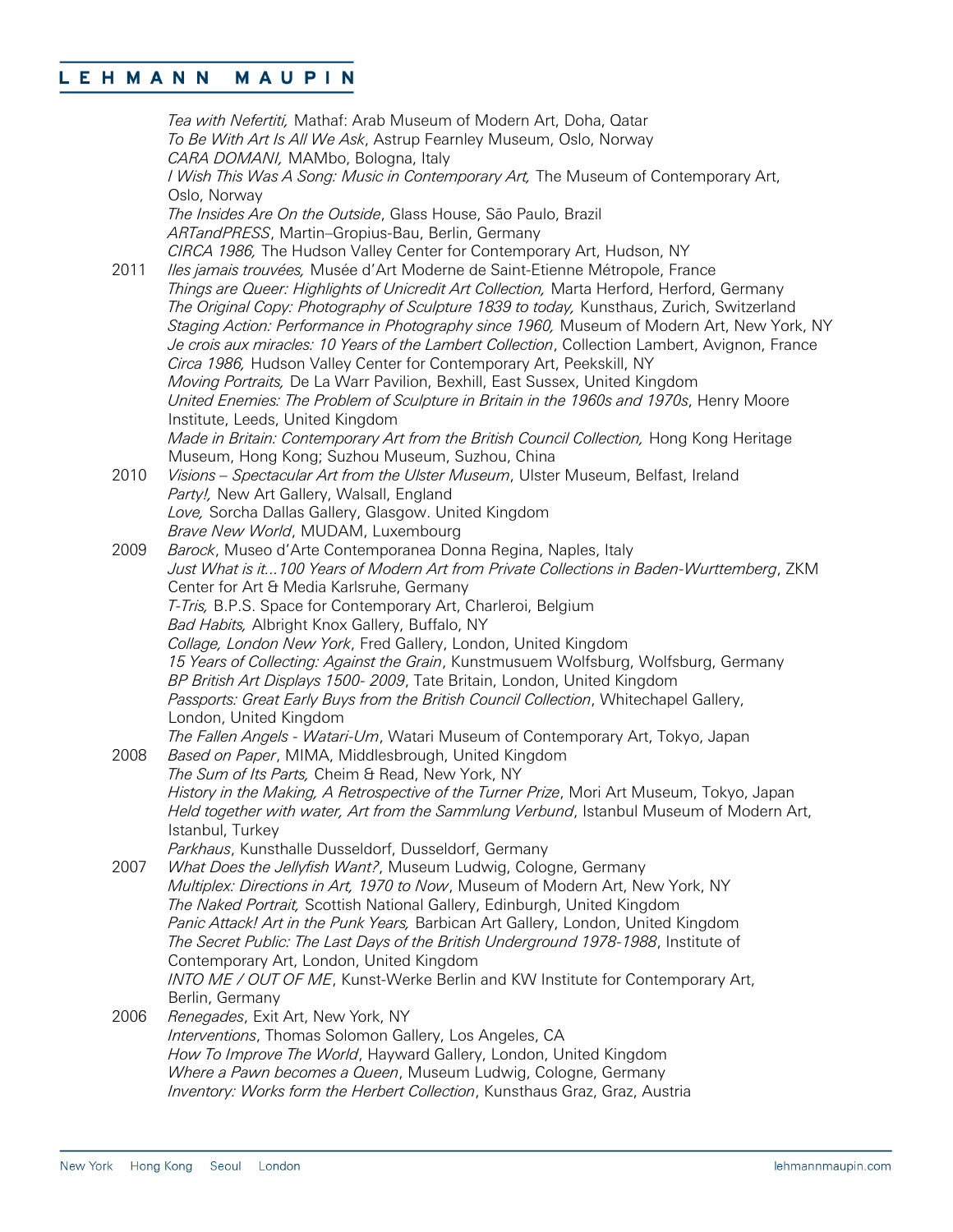*Tea with Nefertiti,* Mathaf: Arab Museum of Modern Art, Doha, Qatar
*To Be With Art Is All We Ask*, Astrup Fearnley Museum, Oslo, Norway
*CARA DOMANI,* MAMbo, Bologna, Italy
*I Wish This Was A Song: Music in Contemporary Art,* The Museum of Contemporary Art, Oslo, Norway
*The Insides Are On the Outside*, Glass House, São Paulo, Brazil
*ARTandPRESS*, Martin–Gropius-Bau, Berlin, Germany
*CIRCA 1986,* The Hudson Valley Center for Contemporary Art, Hudson, NY

2011
*Iles jamais trouvées,* Musée d'Art Moderne de Saint-Etienne Métropole, France
*Things are Queer: Highlights of Unicredit Art Collection,* Marta Herford, Herford, Germany
*The Original Copy: Photography of Sculpture 1839 to today,* Kunsthaus, Zurich, Switzerland
*Staging Action: Performance in Photography since 1960,* Museum of Modern Art, New York, NY
*Je crois aux miracles: 10 Years of the Lambert Collection*, Collection Lambert, Avignon, France
*Circa 1986,* Hudson Valley Center for Contemporary Art, Peekskill, NY
*Moving Portraits,* De La Warr Pavilion, Bexhill, East Sussex, United Kingdom
*United Enemies: The Problem of Sculpture in Britain in the 1960s and 1970s*, Henry Moore Institute, Leeds, United Kingdom
*Made in Britain: Contemporary Art from the British Council Collection,* Hong Kong Heritage Museum, Hong Kong; Suzhou Museum, Suzhou, China

2010
*Visions – Spectacular Art from the Ulster Museum*, Ulster Museum, Belfast, Ireland
*Party!,* New Art Gallery, Walsall, England
*Love,* Sorcha Dallas Gallery, Glasgow. United Kingdom
*Brave New World*, MUDAM, Luxembourg

2009
*Barock*, Museo d'Arte Contemporanea Donna Regina, Naples, Italy
*Just What is it...100 Years of Modern Art from Private Collections in Baden-Wurttemberg*, ZKM Center for Art & Media Karlsruhe, Germany
*T-Tris,* B.P.S. Space for Contemporary Art, Charleroi, Belgium
*Bad Habits,* Albright Knox Gallery, Buffalo, NY
*Collage, London New York*, Fred Gallery, London, United Kingdom
*15 Years of Collecting: Against the Grain*, Kunstmusuem Wolfsburg, Wolfsburg, Germany
*BP British Art Displays 1500- 2009*, Tate Britain, London, United Kingdom
*Passports: Great Early Buys from the British Council Collection*, Whitechapel Gallery, London, United Kingdom
*The Fallen Angels - Watari-Um*, Watari Museum of Contemporary Art, Tokyo, Japan

2008
*Based on Paper*, MIMA, Middlesbrough, United Kingdom
*The Sum of Its Parts,* Cheim & Read, New York, NY
*History in the Making, A Retrospective of the Turner Prize*, Mori Art Museum, Tokyo, Japan
*Held together with water, Art from the Sammlung Verbund*, Istanbul Museum of Modern Art, Istanbul, Turkey
*Parkhaus*, Kunsthalle Dusseldorf, Dusseldorf, Germany

2007
*What Does the Jellyfish Want?*, Museum Ludwig, Cologne, Germany
*Multiplex: Directions in Art, 1970 to Now*, Museum of Modern Art, New York, NY
*The Naked Portrait,* Scottish National Gallery, Edinburgh, United Kingdom
*Panic Attack! Art in the Punk Years,* Barbican Art Gallery, London, United Kingdom
*The Secret Public: The Last Days of the British Underground 1978-1988*, Institute of Contemporary Art, London, United Kingdom
*INTO ME / OUT OF ME*, Kunst-Werke Berlin and KW Institute for Contemporary Art, Berlin, Germany

2006
*Renegades*, Exit Art, New York, NY
*Interventions*, Thomas Solomon Gallery, Los Angeles, CA
*How To Improve The World*, Hayward Gallery, London, United Kingdom
*Where a Pawn becomes a Queen*, Museum Ludwig, Cologne, Germany
*Inventory: Works form the Herbert Collection*, Kunsthaus Graz, Graz, Austria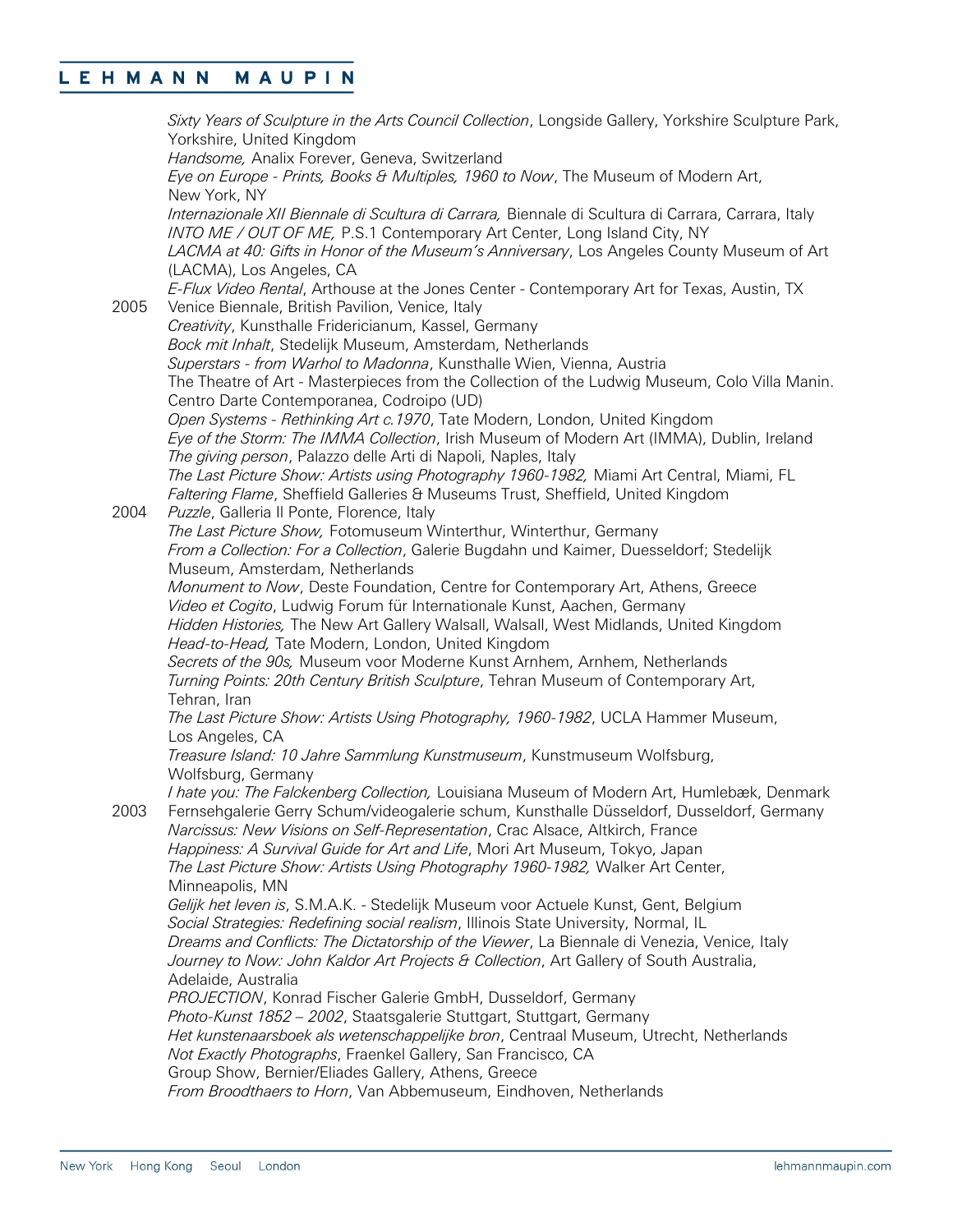*Sixty Years of Sculpture in the Arts Council Collection*, Longside Gallery, Yorkshire Sculpture Park, Yorkshire, United Kingdom
*Handsome,* Analix Forever, Geneva, Switzerland
*Eye on Europe - Prints, Books & Multiples, 1960 to Now*, The Museum of Modern Art, New York, NY
*Internazionale XII Biennale di Scultura di Carrara,* Biennale di Scultura di Carrara, Carrara, Italy
*INTO ME / OUT OF ME,* P.S.1 Contemporary Art Center, Long Island City, NY
*LACMA at 40: Gifts in Honor of the Museum's Anniversary*, Los Angeles County Museum of Art (LACMA), Los Angeles, CA
*E-Flux Video Rental*, Arthouse at the Jones Center - Contemporary Art for Texas, Austin, TX

2005
Venice Biennale, British Pavilion, Venice, Italy
*Creativity*, Kunsthalle Fridericianum, Kassel, Germany
*Bock mit Inhalt*, Stedelijk Museum, Amsterdam, Netherlands
*Superstars - from Warhol to Madonna*, Kunsthalle Wien, Vienna, Austria
The Theatre of Art - Masterpieces from the Collection of the Ludwig Museum, Colo Villa Manin. Centro Darte Contemporanea, Codroipo (UD)
*Open Systems - Rethinking Art c.1970*, Tate Modern, London, United Kingdom
*Eye of the Storm: The IMMA Collection*, Irish Museum of Modern Art (IMMA), Dublin, Ireland
*The giving person*, Palazzo delle Arti di Napoli, Naples, Italy
*The Last Picture Show: Artists using Photography 1960-1982,* Miami Art Central, Miami, FL
*Faltering Flame*, Sheffield Galleries & Museums Trust, Sheffield, United Kingdom

2004
*Puzzle*, Galleria Il Ponte, Florence, Italy
*The Last Picture Show,* Fotomuseum Winterthur, Winterthur, Germany
*From a Collection: For a Collection*, Galerie Bugdahn und Kaimer, Duesseldorf; Stedelijk Museum, Amsterdam, Netherlands
*Monument to Now*, Deste Foundation, Centre for Contemporary Art, Athens, Greece
*Video et Cogito*, Ludwig Forum für Internationale Kunst, Aachen, Germany
*Hidden Histories,* The New Art Gallery Walsall, Walsall, West Midlands, United Kingdom
*Head-to-Head,* Tate Modern, London, United Kingdom
*Secrets of the 90s,* Museum voor Moderne Kunst Arnhem, Arnhem, Netherlands
*Turning Points: 20th Century British Sculpture*, Tehran Museum of Contemporary Art, Tehran, Iran
*The Last Picture Show: Artists Using Photography, 1960-1982*, UCLA Hammer Museum, Los Angeles, CA
*Treasure Island: 10 Jahre Sammlung Kunstmuseum*, Kunstmuseum Wolfsburg, Wolfsburg, Germany
*I hate you: The Falckenberg Collection,* Louisiana Museum of Modern Art, Humlebæk, Denmark

2003
Fernsehgalerie Gerry Schum/videogalerie schum, Kunsthalle Düsseldorf, Dusseldorf, Germany
*Narcissus: New Visions on Self-Representation*, Crac Alsace, Altkirch, France
*Happiness: A Survival Guide for Art and Life*, Mori Art Museum, Tokyo, Japan
*The Last Picture Show: Artists Using Photography 1960-1982,* Walker Art Center, Minneapolis, MN
*Gelijk het leven is*, S.M.A.K. - Stedelijk Museum voor Actuele Kunst, Gent, Belgium
*Social Strategies: Redefining social realism*, Illinois State University, Normal, IL
*Dreams and Conflicts: The Dictatorship of the Viewer*, La Biennale di Venezia, Venice, Italy
*Journey to Now: John Kaldor Art Projects & Collection*, Art Gallery of South Australia, Adelaide, Australia
*PROJECTION*, Konrad Fischer Galerie GmbH, Dusseldorf, Germany
*Photo-Kunst 1852 – 2002*, Staatsgalerie Stuttgart, Stuttgart, Germany
*Het kunstenaarsboek als wetenschappelijke bron*, Centraal Museum, Utrecht, Netherlands
*Not Exactly Photographs*, Fraenkel Gallery, San Francisco, CA
Group Show, Bernier/Eliades Gallery, Athens, Greece
*From Broodthaers to Horn*, Van Abbemuseum, Eindhoven, Netherlands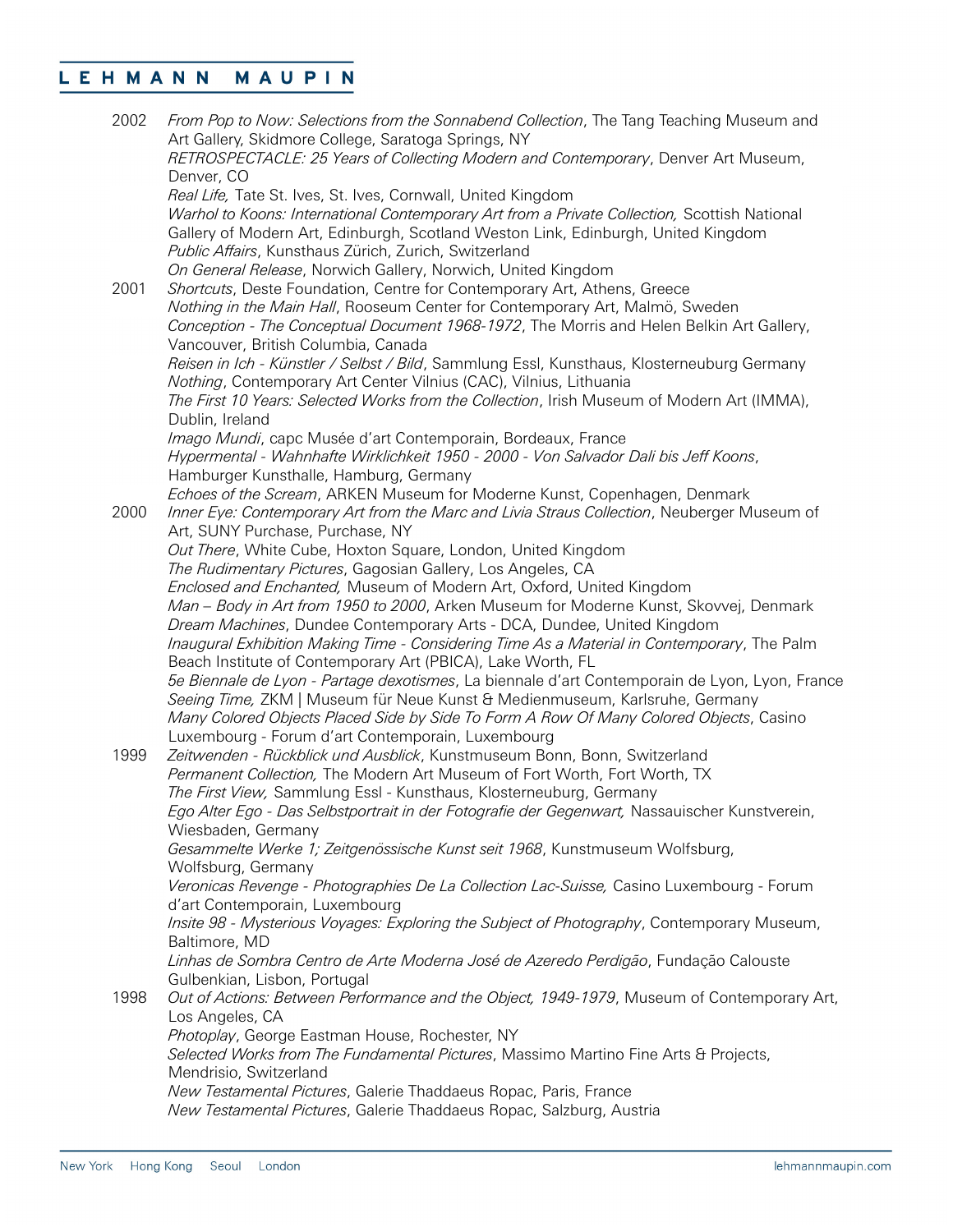2002 *From Pop to Now: Selections from the Sonnabend Collection*, The Tang Teaching Museum and Art Gallery, Skidmore College, Saratoga Springs, NY
*RETROSPECTACLE: 25 Years of Collecting Modern and Contemporary*, Denver Art Museum, Denver, CO
*Real Life,* Tate St. Ives, St. Ives, Cornwall, United Kingdom
*Warhol to Koons: International Contemporary Art from a Private Collection,* Scottish National Gallery of Modern Art, Edinburgh, Scotland Weston Link, Edinburgh, United Kingdom
*Public Affairs*, Kunsthaus Zürich, Zurich, Switzerland
*On General Release*, Norwich Gallery, Norwich, United Kingdom

2001 *Shortcuts*, Deste Foundation, Centre for Contemporary Art, Athens, Greece
*Nothing in the Main Hall*, Rooseum Center for Contemporary Art, Malmö, Sweden
*Conception - The Conceptual Document 1968-1972*, The Morris and Helen Belkin Art Gallery, Vancouver, British Columbia, Canada
*Reisen in Ich - Künstler / Selbst / Bild*, Sammlung Essl, Kunsthaus, Klosterneuburg Germany
*Nothing*, Contemporary Art Center Vilnius (CAC), Vilnius, Lithuania
*The First 10 Years: Selected Works from the Collection*, Irish Museum of Modern Art (IMMA), Dublin, Ireland
*Imago Mundi*, capc Musée d'art Contemporain, Bordeaux, France
*Hypermental - Wahnhafte Wirklichkeit 1950 - 2000 - Von Salvador Dali bis Jeff Koons*, Hamburger Kunsthalle, Hamburg, Germany
*Echoes of the Scream*, ARKEN Museum for Moderne Kunst, Copenhagen, Denmark

2000 *Inner Eye: Contemporary Art from the Marc and Livia Straus Collection*, Neuberger Museum of Art, SUNY Purchase, Purchase, NY
*Out There*, White Cube, Hoxton Square, London, United Kingdom
*The Rudimentary Pictures*, Gagosian Gallery, Los Angeles, CA
*Enclosed and Enchanted,* Museum of Modern Art, Oxford, United Kingdom
*Man – Body in Art from 1950 to 2000*, Arken Museum for Moderne Kunst, Skovvej, Denmark
*Dream Machines*, Dundee Contemporary Arts - DCA, Dundee, United Kingdom
*Inaugural Exhibition Making Time - Considering Time As a Material in Contemporary*, The Palm Beach Institute of Contemporary Art (PBICA), Lake Worth, FL
*5e Biennale de Lyon - Partage dexotismes*, La biennale d'art Contemporain de Lyon, Lyon, France
*Seeing Time,* ZKM | Museum für Neue Kunst & Medienmuseum, Karlsruhe, Germany
*Many Colored Objects Placed Side by Side To Form A Row Of Many Colored Objects*, Casino Luxembourg - Forum d'art Contemporain, Luxembourg

1999 *Zeitwenden - Rückblick und Ausblick*, Kunstmuseum Bonn, Bonn, Switzerland
*Permanent Collection,* The Modern Art Museum of Fort Worth, Fort Worth, TX
*The First View,* Sammlung Essl - Kunsthaus, Klosterneuburg, Germany
*Ego Alter Ego - Das Selbstportrait in der Fotografie der Gegenwart,* Nassauischer Kunstverein, Wiesbaden, Germany
*Gesammelte Werke 1; Zeitgenössische Kunst seit 1968*, Kunstmuseum Wolfsburg, Wolfsburg, Germany
*Veronicas Revenge - Photographies De La Collection Lac-Suisse,* Casino Luxembourg - Forum d'art Contemporain, Luxembourg
*Insite 98 - Mysterious Voyages: Exploring the Subject of Photography*, Contemporary Museum, Baltimore, MD
*Linhas de Sombra Centro de Arte Moderna José de Azeredo Perdigão*, Fundação Calouste Gulbenkian, Lisbon, Portugal

1998 *Out of Actions: Between Performance and the Object, 1949-1979*, Museum of Contemporary Art, Los Angeles, CA
*Photoplay*, George Eastman House, Rochester, NY
*Selected Works from The Fundamental Pictures*, Massimo Martino Fine Arts & Projects, Mendrisio, Switzerland
*New Testamental Pictures*, Galerie Thaddaeus Ropac, Paris, France
*New Testamental Pictures*, Galerie Thaddaeus Ropac, Salzburg, Austria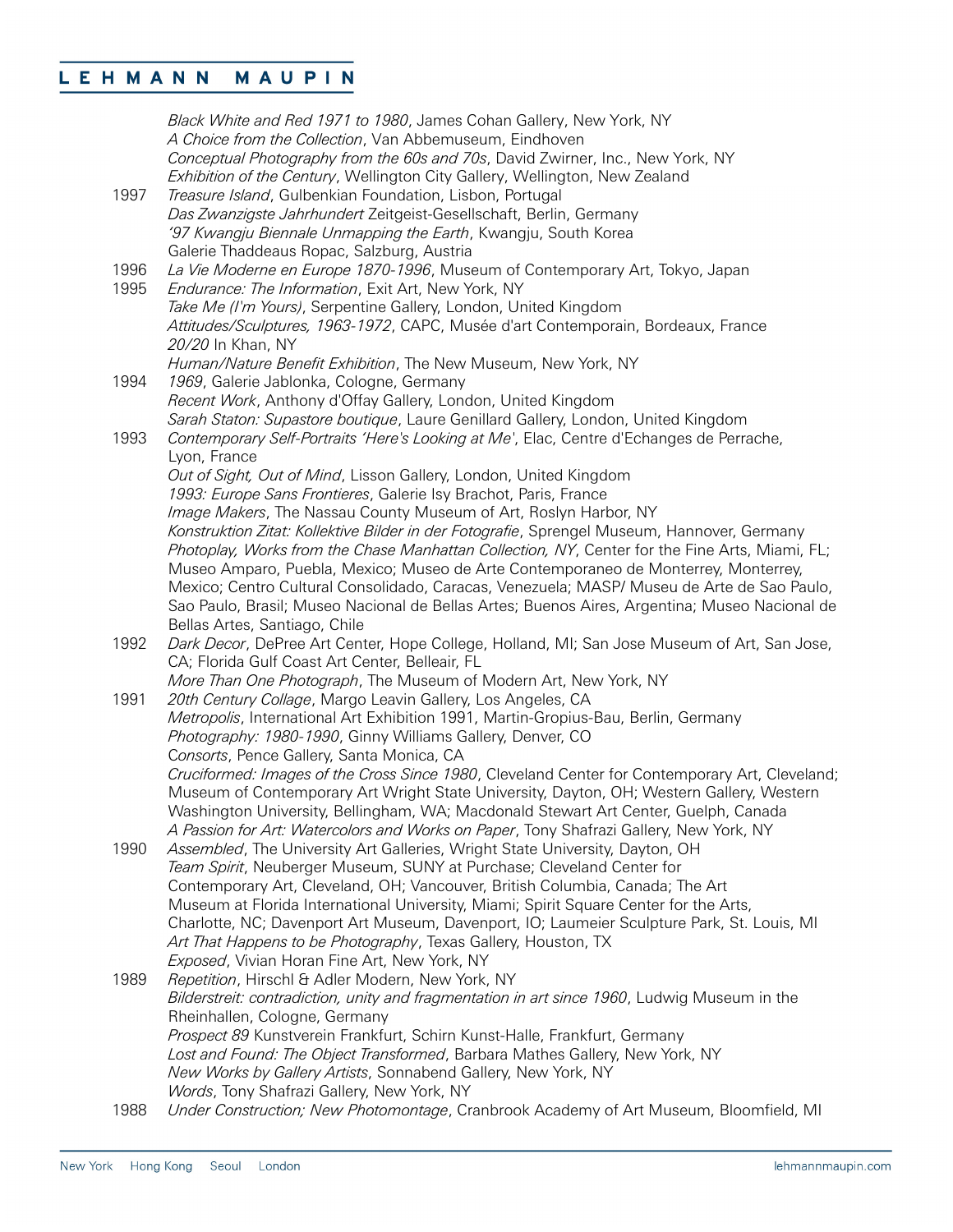*Black White and Red 1971 to 1980*, James Cohan Gallery, New York, NY
*A Choice from the Collection*, Van Abbemuseum, Eindhoven
*Conceptual Photography from the 60s and 70s*, David Zwirner, Inc., New York, NY
*Exhibition of the Century*, Wellington City Gallery, Wellington, New Zealand

1997 *Treasure Island*, Gulbenkian Foundation, Lisbon, Portugal
*Das Zwanzigste Jahrhundert* Zeitgeist-Gesellschaft, Berlin, Germany
*'97 Kwangju Biennale Unmapping the Earth*, Kwangju, South Korea
Galerie Thaddeaus Ropac, Salzburg, Austria

1996 *La Vie Moderne en Europe 1870-1996*, Museum of Contemporary Art, Tokyo, Japan

1995 *Endurance: The Information*, Exit Art, New York, NY
*Take Me (I'm Yours)*, Serpentine Gallery, London, United Kingdom
*Attitudes/Sculptures, 1963-1972*, CAPC, Musée d'art Contemporain, Bordeaux, France
*20/20* In Khan, NY
*Human/Nature Benefit Exhibition*, The New Museum, New York, NY

1994 *1969*, Galerie Jablonka, Cologne, Germany
*Recent Work*, Anthony d'Offay Gallery, London, United Kingdom
*Sarah Staton: Supastore boutique*, Laure Genillard Gallery, London, United Kingdom

1993 *Contemporary Self-Portraits 'Here's Looking at Me'*, Elac, Centre d'Echanges de Perrache, Lyon, France
*Out of Sight, Out of Mind*, Lisson Gallery, London, United Kingdom
*1993: Europe Sans Frontieres*, Galerie Isy Brachot, Paris, France
*Image Makers*, The Nassau County Museum of Art, Roslyn Harbor, NY
*Konstruktion Zitat: Kollektive Bilder in der Fotografie*, Sprengel Museum, Hannover, Germany
*Photoplay, Works from the Chase Manhattan Collection, NY*, Center for the Fine Arts, Miami, FL; Museo Amparo, Puebla, Mexico; Museo de Arte Contemporaneo de Monterrey, Monterrey, Mexico; Centro Cultural Consolidado, Caracas, Venezuela; MASP/ Museu de Arte de Sao Paulo, Sao Paulo, Brasil; Museo Nacional de Bellas Artes; Buenos Aires, Argentina; Museo Nacional de Bellas Artes, Santiago, Chile

1992 *Dark Decor*, DePree Art Center, Hope College, Holland, MI; San Jose Museum of Art, San Jose, CA; Florida Gulf Coast Art Center, Belleair, FL
*More Than One Photograph*, The Museum of Modern Art, New York, NY

1991 *20th Century Collage*, Margo Leavin Gallery, Los Angeles, CA
*Metropolis*, International Art Exhibition 1991, Martin-Gropius-Bau, Berlin, Germany
*Photography: 1980-1990*, Ginny Williams Gallery, Denver, CO
*Consorts*, Pence Gallery, Santa Monica, CA
*Cruciformed: Images of the Cross Since 1980*, Cleveland Center for Contemporary Art, Cleveland; Museum of Contemporary Art Wright State University, Dayton, OH; Western Gallery, Western Washington University, Bellingham, WA; Macdonald Stewart Art Center, Guelph, Canada
*A Passion for Art: Watercolors and Works on Paper*, Tony Shafrazi Gallery, New York, NY

1990 *Assembled*, The University Art Galleries, Wright State University, Dayton, OH
*Team Spirit*, Neuberger Museum, SUNY at Purchase; Cleveland Center for Contemporary Art, Cleveland, OH; Vancouver, British Columbia, Canada; The Art Museum at Florida International University, Miami; Spirit Square Center for the Arts, Charlotte, NC; Davenport Art Museum, Davenport, IO; Laumeier Sculpture Park, St. Louis, MI
*Art That Happens to be Photography*, Texas Gallery, Houston, TX
*Exposed*, Vivian Horan Fine Art, New York, NY

1989 *Repetition*, Hirschl & Adler Modern, New York, NY
*Bilderstreit: contradiction, unity and fragmentation in art since 1960*, Ludwig Museum in the Rheinhallen, Cologne, Germany
*Prospect 89* Kunstverein Frankfurt, Schirn Kunst-Halle, Frankfurt, Germany
*Lost and Found: The Object Transformed*, Barbara Mathes Gallery, New York, NY
*New Works by Gallery Artists*, Sonnabend Gallery, New York, NY
*Words*, Tony Shafrazi Gallery, New York, NY

1988 *Under Construction; New Photomontage*, Cranbrook Academy of Art Museum, Bloomfield, MI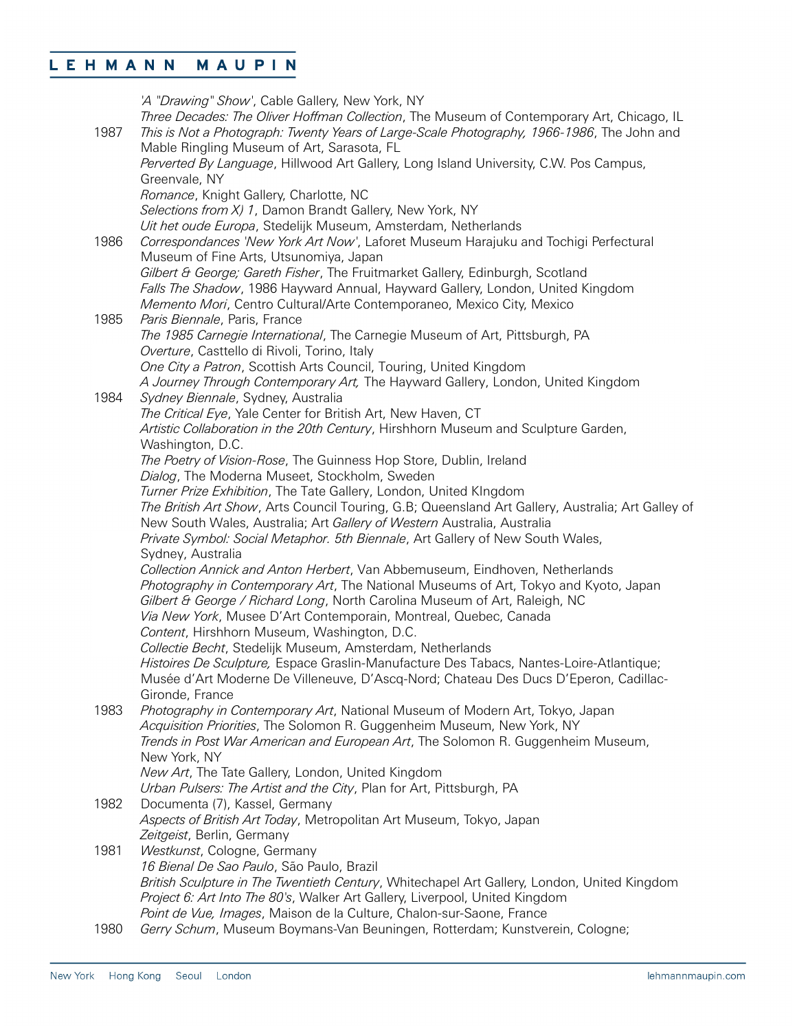*'A "Drawing" Show'*, Cable Gallery, New York, NY
*Three Decades: The Oliver Hoffman Collection*, The Museum of Contemporary Art, Chicago, IL

1987 *This is Not a Photograph: Twenty Years of Large-Scale Photography, 1966-1986*, The John and Mable Ringling Museum of Art, Sarasota, FL
*Perverted By Language*, Hillwood Art Gallery, Long Island University, C.W. Pos Campus, Greenvale, NY
*Romance*, Knight Gallery, Charlotte, NC
*Selections from X) 1*, Damon Brandt Gallery, New York, NY
*Uit het oude Europa*, Stedelijk Museum, Amsterdam, Netherlands

1986 *Correspondances 'New York Art Now'*, Laforet Museum Harajuku and Tochigi Perfectural Museum of Fine Arts, Utsunomiya, Japan
*Gilbert & George; Gareth Fisher*, The Fruitmarket Gallery, Edinburgh, Scotland
*Falls The Shadow*, 1986 Hayward Annual, Hayward Gallery, London, United Kingdom
*Memento Mori*, Centro Cultural/Arte Contemporaneo, Mexico City, Mexico

1985 *Paris Biennale*, Paris, France
*The 1985 Carnegie International*, The Carnegie Museum of Art, Pittsburgh, PA
*Overture*, Casttello di Rivoli, Torino, Italy
*One City a Patron*, Scottish Arts Council, Touring, United Kingdom
*A Journey Through Contemporary Art,* The Hayward Gallery, London, United Kingdom

1984 *Sydney Biennale*, Sydney, Australia
*The Critical Eye*, Yale Center for British Art, New Haven, CT
*Artistic Collaboration in the 20th Century*, Hirshhorn Museum and Sculpture Garden, Washington, D.C.
*The Poetry of Vision-Rose*, The Guinness Hop Store, Dublin, Ireland
*Dialog*, The Moderna Museet, Stockholm, Sweden
*Turner Prize Exhibition*, The Tate Gallery, London, United KIngdom
*The British Art Show*, Arts Council Touring, G.B; Queensland Art Gallery, Australia; Art Galley of New South Wales, Australia; Art *Gallery of Western* Australia, Australia
*Private Symbol: Social Metaphor. 5th Biennale*, Art Gallery of New South Wales, Sydney, Australia
*Collection Annick and Anton Herbert*, Van Abbemuseum, Eindhoven, Netherlands
*Photography in Contemporary Art*, The National Museums of Art, Tokyo and Kyoto, Japan
*Gilbert & George / Richard Long*, North Carolina Museum of Art, Raleigh, NC
*Via New York*, Musee D'Art Contemporain, Montreal, Quebec, Canada
*Content*, Hirshhorn Museum, Washington, D.C.
*Collectie Becht*, Stedelijk Museum, Amsterdam, Netherlands
*Histoires De Sculpture,* Espace Graslin-Manufacture Des Tabacs, Nantes-Loire-Atlantique; Musée d'Art Moderne De Villeneuve, D'Ascq-Nord; Chateau Des Ducs D'Eperon, Cadillac-Gironde, France

1983 *Photography in Contemporary Art*, National Museum of Modern Art, Tokyo, Japan
*Acquisition Priorities*, The Solomon R. Guggenheim Museum, New York, NY
*Trends in Post War American and European Art*, The Solomon R. Guggenheim Museum, New York, NY
*New Art*, The Tate Gallery, London, United Kingdom
*Urban Pulsers: The Artist and the City*, Plan for Art, Pittsburgh, PA

1982 Documenta (7), Kassel, Germany
*Aspects of British Art Today*, Metropolitan Art Museum, Tokyo, Japan
*Zeitgeist*, Berlin, Germany

1981 *Westkunst*, Cologne, Germany
*16 Bienal De Sao Paulo*, São Paulo, Brazil
*British Sculpture in The Twentieth Century*, Whitechapel Art Gallery, London, United Kingdom
*Project 6: Art Into The 80's*, Walker Art Gallery, Liverpool, United Kingdom
*Point de Vue, Images*, Maison de la Culture, Chalon-sur-Saone, France

1980 *Gerry Schum*, Museum Boymans-Van Beuningen, Rotterdam; Kunstverein, Cologne;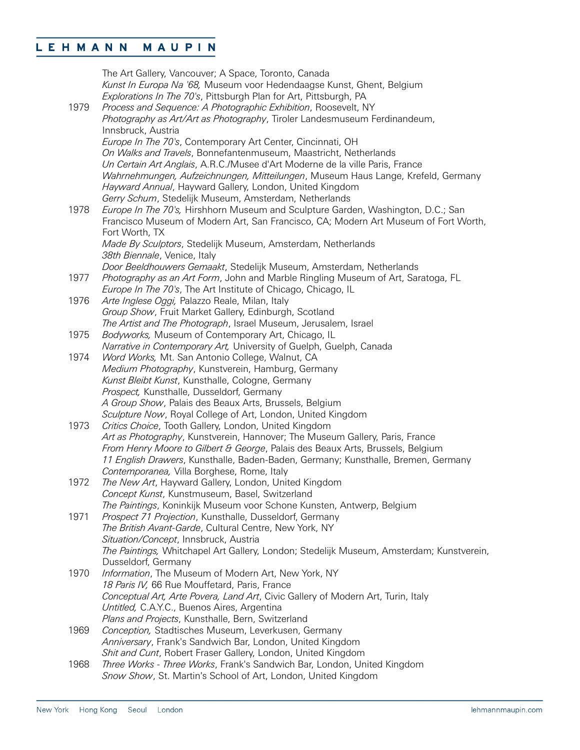The Art Gallery, Vancouver; A Space, Toronto, Canada
*Kunst In Europa Na '68,* Museum voor Hedendaagse Kunst, Ghent, Belgium
*Explorations In The 70's*, Pittsburgh Plan for Art, Pittsburgh, PA

1979 *Process and Sequence: A Photographic Exhibition*, Roosevelt, NY
*Photography as Art/Art as Photography*, Tiroler Landesmuseum Ferdinandeum, Innsbruck, Austria
*Europe In The 70's*, Contemporary Art Center, Cincinnati, OH
*On Walks and Travels*, Bonnefantenmuseum, Maastricht, Netherlands
*Un Certain Art Anglais*, A.R.C./Musee d'Art Moderne de la ville Paris, France
*Wahrnehmungen, Aufzeichnungen, Mitteilungen*, Museum Haus Lange, Krefeld, Germany
*Hayward Annual*, Hayward Gallery, London, United Kingdom
*Gerry Schum*, Stedelijk Museum, Amsterdam, Netherlands

1978 *Europe In The 70's,* Hirshhorn Museum and Sculpture Garden, Washington, D.C.; San Francisco Museum of Modern Art, San Francisco, CA; Modern Art Museum of Fort Worth, Fort Worth, TX
*Made By Sculptors*, Stedelijk Museum, Amsterdam, Netherlands
*38th Biennale*, Venice, Italy
*Door Beeldhouwers Gemaakt*, Stedelijk Museum, Amsterdam, Netherlands

1977 *Photography as an Art Form*, John and Marble Ringling Museum of Art, Saratoga, FL
*Europe In The 70's*, The Art Institute of Chicago, Chicago, IL

1976 *Arte Inglese Oggi,* Palazzo Reale, Milan, Italy
*Group Show*, Fruit Market Gallery, Edinburgh, Scotland
*The Artist and The Photograph*, Israel Museum, Jerusalem, Israel

1975 *Bodyworks,* Museum of Contemporary Art, Chicago, IL
*Narrative in Contemporary Art,* University of Guelph, Guelph, Canada

1974 *Word Works,* Mt. San Antonio College, Walnut, CA
*Medium Photography*, Kunstverein, Hamburg, Germany
*Kunst Bleibt Kunst*, Kunsthalle, Cologne, Germany
*Prospect,* Kunsthalle, Dusseldorf, Germany
*A Group Show*, Palais des Beaux Arts, Brussels, Belgium
*Sculpture Now*, Royal College of Art, London, United Kingdom

1973 *Critics Choice*, Tooth Gallery, London, United Kingdom
*Art as Photography*, Kunstverein, Hannover; The Museum Gallery, Paris, France
*From Henry Moore to Gilbert & George*, Palais des Beaux Arts, Brussels, Belgium
*11 English Drawers*, Kunsthalle, Baden-Baden, Germany; Kunsthalle, Bremen, Germany
*Contemporanea,* Villa Borghese, Rome, Italy

1972 *The New Art*, Hayward Gallery, London, United Kingdom
*Concept Kunst*, Kunstmuseum, Basel, Switzerland
*The Paintings*, Koninkijk Museum voor Schone Kunsten, Antwerp, Belgium

1971 *Prospect 71 Projection*, Kunsthalle, Dusseldorf, Germany
*The British Avant-Garde*, Cultural Centre, New York, NY
*Situation/Concept*, Innsbruck, Austria
*The Paintings,* Whitchapel Art Gallery, London; Stedelijk Museum, Amsterdam; Kunstverein, Dusseldorf, Germany

1970 *Information*, The Museum of Modern Art, New York, NY
*18 Paris IV,* 66 Rue Mouffetard, Paris, France
*Conceptual Art, Arte Povera, Land Art*, Civic Gallery of Modern Art, Turin, Italy
*Untitled,* C.A.Y.C., Buenos Aires, Argentina
*Plans and Projects*, Kunsthalle, Bern, Switzerland

1969 *Conception,* Stadtisches Museum, Leverkusen, Germany
*Anniversary*, Frank's Sandwich Bar, London, United Kingdom
*Shit and Cunt*, Robert Fraser Gallery, London, United Kingdom

1968 *Three Works - Three Works*, Frank's Sandwich Bar, London, United Kingdom
*Snow Show*, St. Martin's School of Art, London, United Kingdom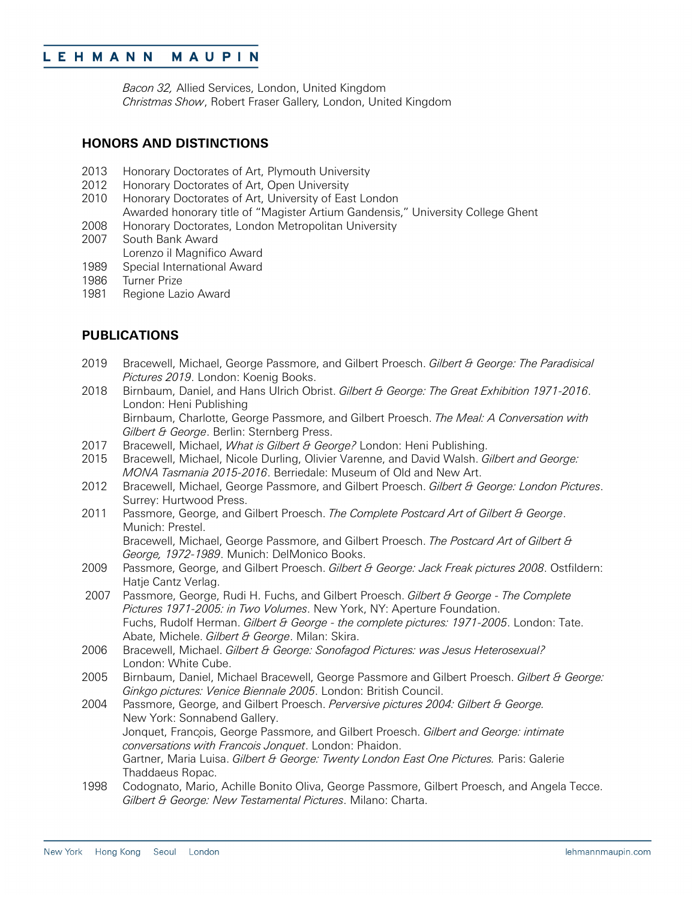*Bacon 32,* Allied Services, London, United Kingdom
*Christmas Show*, Robert Fraser Gallery, London, United Kingdom

## HONORS AND DISTINCTIONS

2013 Honorary Doctorates of Art, Plymouth University
2012 Honorary Doctorates of Art, Open University
2010 Honorary Doctorates of Art, University of East London
Awarded honorary title of "Magister Artium Gandensis," University College Ghent
2008 Honorary Doctorates, London Metropolitan University
2007 South Bank Award
Lorenzo il Magnifico Award
1989 Special International Award
1986 Turner Prize
1981 Regione Lazio Award

## PUBLICATIONS

2019 Bracewell, Michael, George Passmore, and Gilbert Proesch. *Gilbert & George: The Paradisical Pictures 2019*. London: Koenig Books.
2018 Birnbaum, Daniel, and Hans Ulrich Obrist. *Gilbert & George: The Great Exhibition 1971-2016*. London: Heni Publishing
Birnbaum, Charlotte, George Passmore, and Gilbert Proesch. *The Meal: A Conversation with Gilbert & George*. Berlin: Sternberg Press.
2017 Bracewell, Michael, *What is Gilbert & George?* London: Heni Publishing.
2015 Bracewell, Michael, Nicole Durling, Olivier Varenne, and David Walsh. *Gilbert and George: MONA Tasmania 2015-2016*. Berriedale: Museum of Old and New Art.
2012 Bracewell, Michael, George Passmore, and Gilbert Proesch. *Gilbert & George: London Pictures*. Surrey: Hurtwood Press.
2011 Passmore, George, and Gilbert Proesch. *The Complete Postcard Art of Gilbert & George*. Munich: Prestel.
Bracewell, Michael, George Passmore, and Gilbert Proesch. *The Postcard Art of Gilbert & George, 1972-1989*. Munich: DelMonico Books.
2009 Passmore, George, and Gilbert Proesch. *Gilbert & George: Jack Freak pictures 2008*. Ostfildern: Hatje Cantz Verlag.
2007 Passmore, George, Rudi H. Fuchs, and Gilbert Proesch. *Gilbert & George - The Complete Pictures 1971-2005: in Two Volumes*. New York, NY: Aperture Foundation.
Fuchs, Rudolf Herman. *Gilbert & George - the complete pictures: 1971-2005*. London: Tate.
Abate, Michele. *Gilbert & George*. Milan: Skira.
2006 Bracewell, Michael. *Gilbert & George: Sonofagod Pictures: was Jesus Heterosexual?* London: White Cube.
2005 Birnbaum, Daniel, Michael Bracewell, George Passmore and Gilbert Proesch. *Gilbert & George: Ginkgo pictures: Venice Biennale 2005*. London: British Council.
2004 Passmore, George, and Gilbert Proesch. *Perversive pictures 2004: Gilbert & George.* New York: Sonnabend Gallery.
Jonquet, François, George Passmore, and Gilbert Proesch. *Gilbert and George: intimate conversations with Francois Jonquet*. London: Phaidon.
Gartner, Maria Luisa. *Gilbert & George: Twenty London East One Pictures.* Paris: Galerie Thaddaeus Ropac.
1998 Codognato, Mario, Achille Bonito Oliva, George Passmore, Gilbert Proesch, and Angela Tecce. *Gilbert & George: New Testamental Pictures*. Milano: Charta.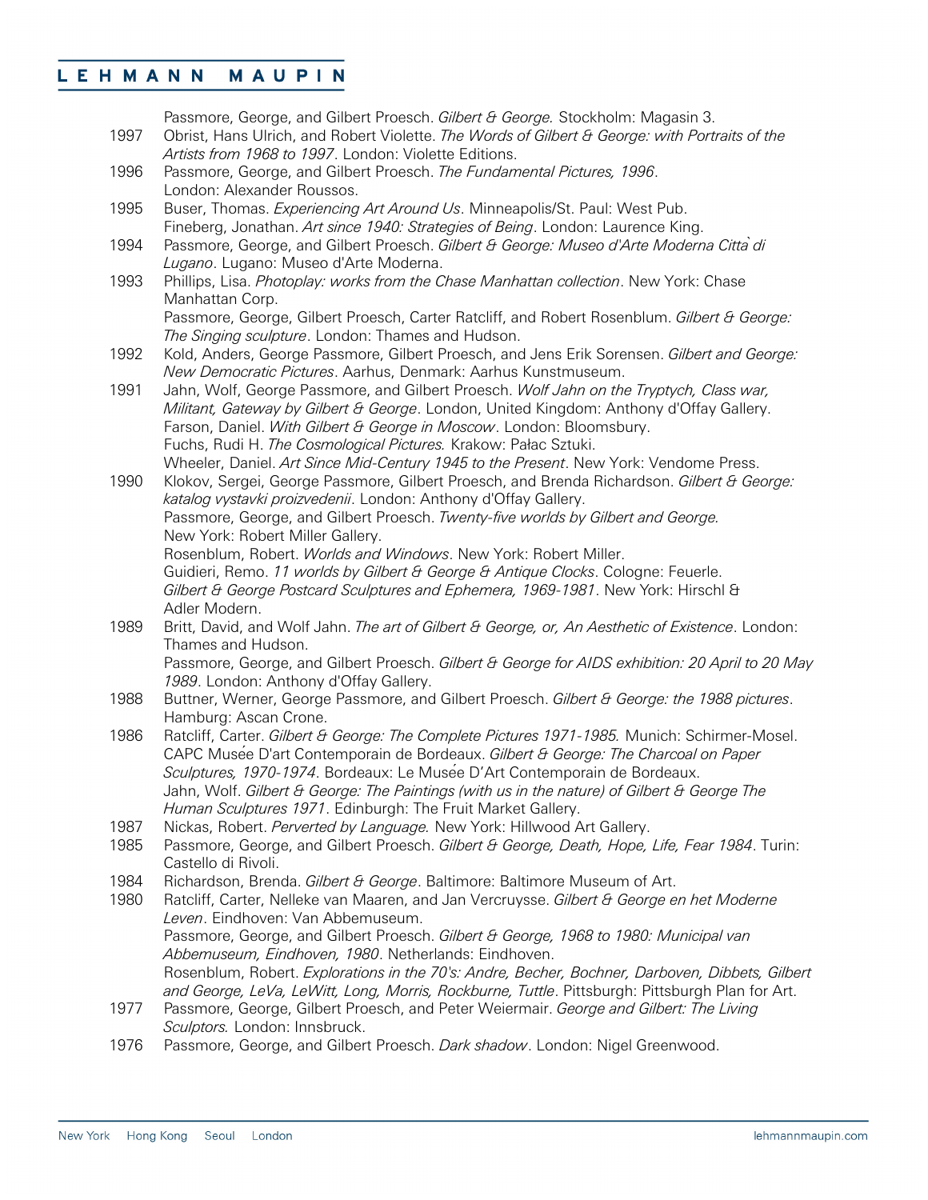Passmore, George, and Gilbert Proesch. *Gilbert & George.* Stockholm: Magasin 3.

1997 Obrist, Hans Ulrich, and Robert Violette. *The Words of Gilbert & George: with Portraits of the Artists from 1968 to 1997*. London: Violette Editions.

1996 Passmore, George, and Gilbert Proesch. *The Fundamental Pictures, 1996*. London: Alexander Roussos.

1995 Buser, Thomas. *Experiencing Art Around Us*. Minneapolis/St. Paul: West Pub.
Fineberg, Jonathan. *Art since 1940: Strategies of Being*. London: Laurence King.

1994 Passmore, George, and Gilbert Proesch. *Gilbert & George: Museo d'Arte Moderna Città di Lugano*. Lugano: Museo d'Arte Moderna.

1993 Phillips, Lisa. *Photoplay: works from the Chase Manhattan collection*. New York: Chase Manhattan Corp.
Passmore, George, Gilbert Proesch, Carter Ratcliff, and Robert Rosenblum. *Gilbert & George: The Singing sculpture*. London: Thames and Hudson.

1992 Kold, Anders, George Passmore, Gilbert Proesch, and Jens Erik Sorensen. *Gilbert and George: New Democratic Pictures*. Aarhus, Denmark: Aarhus Kunstmuseum.

1991 Jahn, Wolf, George Passmore, and Gilbert Proesch. *Wolf Jahn on the Tryptych, Class war, Militant, Gateway by Gilbert & George*. London, United Kingdom: Anthony d'Offay Gallery.
Farson, Daniel. *With Gilbert & George in Moscow*. London: Bloomsbury.
Fuchs, Rudi H. *The Cosmological Pictures.* Krakow: Pałac Sztuki.
Wheeler, Daniel. *Art Since Mid-Century 1945 to the Present*. New York: Vendome Press.

1990 Klokov, Sergei, George Passmore, Gilbert Proesch, and Brenda Richardson. *Gilbert & George: katalog vystavki proizvedenii*. London: Anthony d'Offay Gallery.
Passmore, George, and Gilbert Proesch. *Twenty-five worlds by Gilbert and George.* New York: Robert Miller Gallery.
Rosenblum, Robert. *Worlds and Windows*. New York: Robert Miller.
Guidieri, Remo. *11 worlds by Gilbert & George & Antique Clocks*. Cologne: Feuerle.
*Gilbert & George Postcard Sculptures and Ephemera, 1969-1981*. New York: Hirschl & Adler Modern.

1989 Britt, David, and Wolf Jahn. *The art of Gilbert & George, or, An Aesthetic of Existence*. London: Thames and Hudson.
Passmore, George, and Gilbert Proesch. *Gilbert & George for AIDS exhibition: 20 April to 20 May 1989*. London: Anthony d'Offay Gallery.

1988 Buttner, Werner, George Passmore, and Gilbert Proesch. *Gilbert & George: the 1988 pictures*. Hamburg: Ascan Crone.

1986 Ratcliff, Carter. *Gilbert & George: The Complete Pictures 1971-1985.* Munich: Schirmer-Mosel.
CAPC Musée D'art Contemporain de Bordeaux. *Gilbert & George: The Charcoal on Paper Sculptures, 1970-1974*. Bordeaux: Le Musée D'Art Contemporain de Bordeaux.
Jahn, Wolf. *Gilbert & George: The Paintings (with us in the nature) of Gilbert & George The Human Sculptures 1971*. Edinburgh: The Fruit Market Gallery.

1987 Nickas, Robert. *Perverted by Language.* New York: Hillwood Art Gallery.

1985 Passmore, George, and Gilbert Proesch. *Gilbert & George, Death, Hope, Life, Fear 1984*. Turin: Castello di Rivoli.

1984 Richardson, Brenda. *Gilbert & George*. Baltimore: Baltimore Museum of Art.

1980 Ratcliff, Carter, Nelleke van Maaren, and Jan Vercruysse. *Gilbert & George en het Moderne Leven*. Eindhoven: Van Abbemuseum.
Passmore, George, and Gilbert Proesch. *Gilbert & George, 1968 to 1980: Municipal van Abbemuseum, Eindhoven, 1980*. Netherlands: Eindhoven.
Rosenblum, Robert. *Explorations in the 70's: Andre, Becher, Bochner, Darboven, Dibbets, Gilbert and George, LeVa, LeWitt, Long, Morris, Rockburne, Tuttle*. Pittsburgh: Pittsburgh Plan for Art.

1977 Passmore, George, Gilbert Proesch, and Peter Weiermair. *George and Gilbert: The Living Sculptors.* London: Innsbruck.

1976 Passmore, George, and Gilbert Proesch. *Dark shadow*. London: Nigel Greenwood.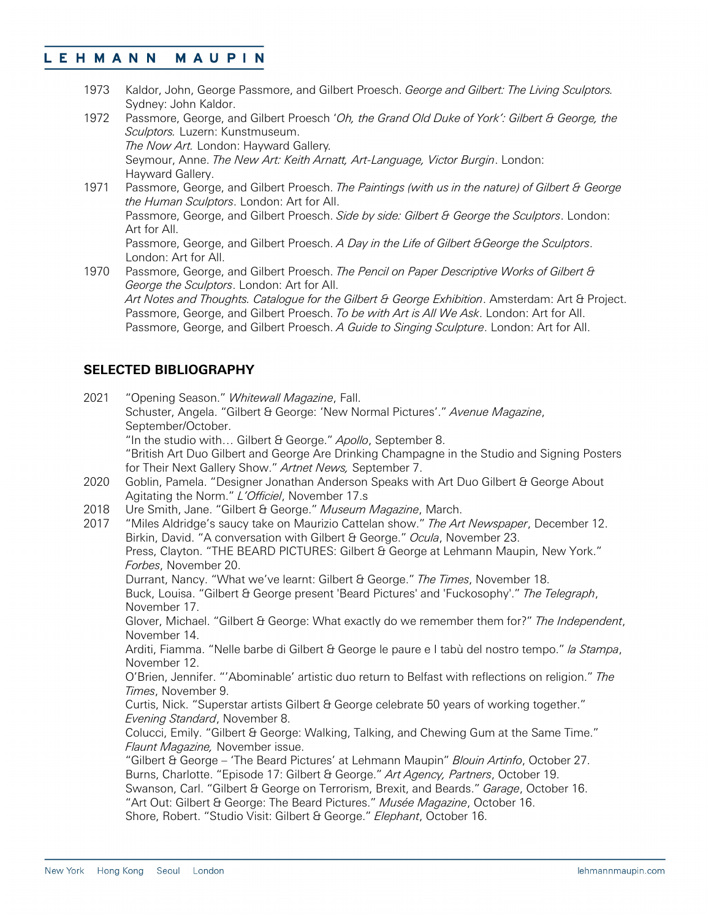1973 Kaldor, John, George Passmore, and Gilbert Proesch. *George and Gilbert: The Living Sculptors.* Sydney: John Kaldor.

1972 Passmore, George, and Gilbert Proesch '*Oh, the Grand Old Duke of York': Gilbert & George, the Sculptors*. Luzern: Kunstmuseum.
*The Now Art.* London: Hayward Gallery.
Seymour, Anne. *The New Art: Keith Arnatt, Art-Language, Victor Burgin*. London: Hayward Gallery.

1971 Passmore, George, and Gilbert Proesch. *The Paintings (with us in the nature) of Gilbert & George the Human Sculptors*. London: Art for All.
Passmore, George, and Gilbert Proesch. *Side by side: Gilbert & George the Sculptors*. London: Art for All.
Passmore, George, and Gilbert Proesch. *A Day in the Life of Gilbert &George the Sculptors*. London: Art for All.

1970 Passmore, George, and Gilbert Proesch. *The Pencil on Paper Descriptive Works of Gilbert & George the Sculptors*. London: Art for All.
*Art Notes and Thoughts. Catalogue for the Gilbert & George Exhibition*. Amsterdam: Art & Project.
Passmore, George, and Gilbert Proesch. *To be with Art is All We Ask*. London: Art for All.
Passmore, George, and Gilbert Proesch. *A Guide to Singing Sculpture*. London: Art for All.

## SELECTED BIBLIOGRAPHY

2021 "Opening Season." *Whitewall Magazine*, Fall.
Schuster, Angela. "Gilbert & George: 'New Normal Pictures'." *Avenue Magazine*, September/October.
"In the studio with… Gilbert & George." *Apollo*, September 8.
"British Art Duo Gilbert and George Are Drinking Champagne in the Studio and Signing Posters for Their Next Gallery Show." *Artnet News,* September 7.

2020 Goblin, Pamela. "Designer Jonathan Anderson Speaks with Art Duo Gilbert & George About Agitating the Norm." *L'Officiel*, November 17.s

2018 Ure Smith, Jane. "Gilbert & George." *Museum Magazine*, March.

2017 "Miles Aldridge's saucy take on Maurizio Cattelan show." *The Art Newspaper*, December 12.
Birkin, David. "A conversation with Gilbert & George." *Ocula*, November 23.
Press, Clayton. "THE BEARD PICTURES: Gilbert & George at Lehmann Maupin, New York." *Forbes*, November 20.
Durrant, Nancy. "What we've learnt: Gilbert & George." *The Times*, November 18.
Buck, Louisa. "Gilbert & George present 'Beard Pictures' and 'Fuckosophy'." *The Telegraph*, November 17.
Glover, Michael. "Gilbert & George: What exactly do we remember them for?" *The Independent*, November 14.
Arditi, Fiamma. "Nelle barbe di Gilbert & George le paure e I tabù del nostro tempo." *la Stampa*, November 12.
O'Brien, Jennifer. "'Abominable' artistic duo return to Belfast with reflections on religion." *The Times*, November 9.
Curtis, Nick. "Superstar artists Gilbert & George celebrate 50 years of working together." *Evening Standard*, November 8.
Colucci, Emily. "Gilbert & George: Walking, Talking, and Chewing Gum at the Same Time." *Flaunt Magazine,* November issue.
"Gilbert & George – 'The Beard Pictures' at Lehmann Maupin" *Blouin Artinfo*, October 27.
Burns, Charlotte. "Episode 17: Gilbert & George." *Art Agency, Partners*, October 19.
Swanson, Carl. "Gilbert & George on Terrorism, Brexit, and Beards." *Garage*, October 16.
"Art Out: Gilbert & George: The Beard Pictures." *Musée Magazine*, October 16.
Shore, Robert. "Studio Visit: Gilbert & George." *Elephant*, October 16.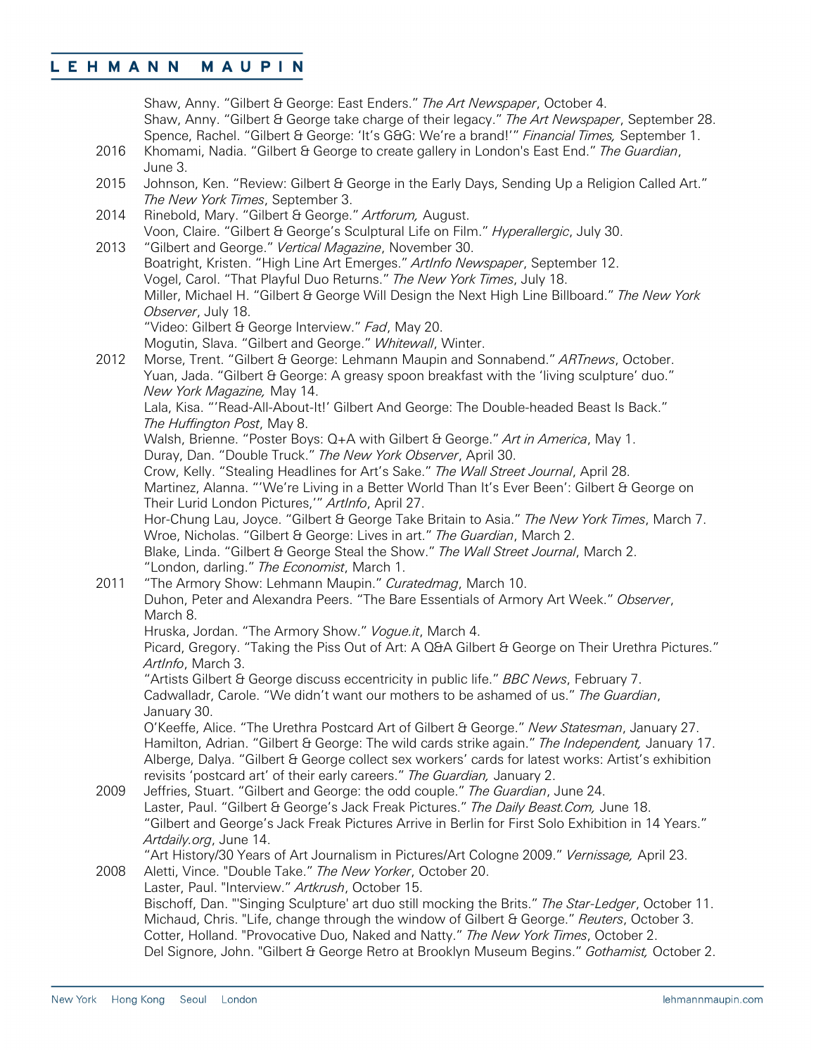Shaw, Anny. “Gilbert & George: East Enders.” *The Art Newspaper*, October 4.
Shaw, Anny. “Gilbert & George take charge of their legacy.” *The Art Newspaper*, September 28.
Spence, Rachel. “Gilbert & George: ‘It’s G&G: We’re a brand!’” *Financial Times,* September 1.

2016 Khomami, Nadia. “Gilbert & George to create gallery in London's East End.” *The Guardian*, June 3.

2015 Johnson, Ken. “Review: Gilbert & George in the Early Days, Sending Up a Religion Called Art.” *The New York Times*, September 3.

2014 Rinebold, Mary. “Gilbert & George.” *Artforum,* August.
Voon, Claire. “Gilbert & George’s Sculptural Life on Film.” *Hyperallergic*, July 30.

2013 “Gilbert and George.” *Vertical Magazine*, November 30.
Boatright, Kristen. “High Line Art Emerges.” *ArtInfo Newspaper*, September 12.
Vogel, Carol. “That Playful Duo Returns.” *The New York Times*, July 18.
Miller, Michael H. “Gilbert & George Will Design the Next High Line Billboard.” *The New York Observer*, July 18.
“Video: Gilbert & George Interview.” *Fad*, May 20.
Mogutin, Slava. “Gilbert and George.” *Whitewall*, Winter.

2012 Morse, Trent. “Gilbert & George: Lehmann Maupin and Sonnabend.” *ARTnews*, October.
Yuan, Jada. “Gilbert & George: A greasy spoon breakfast with the ‘living sculpture’ duo.” *New York Magazine,* May 14.
Lala, Kisa. “‘Read-All-About-It!’ Gilbert And George: The Double-headed Beast Is Back.” *The Huffington Post*, May 8.
Walsh, Brienne. “Poster Boys: Q+A with Gilbert & George.” *Art in America*, May 1.
Duray, Dan. “Double Truck.” *The New York Observer*, April 30.
Crow, Kelly. “Stealing Headlines for Art’s Sake.” *The Wall Street Journal*, April 28.
Martinez, Alanna. “‘We’re Living in a Better World Than It’s Ever Been’: Gilbert & George on Their Lurid London Pictures,’” *ArtInfo*, April 27.
Hor-Chung Lau, Joyce. “Gilbert & George Take Britain to Asia.” *The New York Times*, March 7.
Wroe, Nicholas. “Gilbert & George: Lives in art.” *The Guardian*, March 2.
Blake, Linda. “Gilbert & George Steal the Show.” *The Wall Street Journal*, March 2.
“London, darling.” *The Economist*, March 1.

2011 “The Armory Show: Lehmann Maupin.” *Curatedmag*, March 10.
Duhon, Peter and Alexandra Peers. “The Bare Essentials of Armory Art Week.” *Observer*, March 8.
Hruska, Jordan. “The Armory Show.” *Vogue.it*, March 4.
Picard, Gregory. “Taking the Piss Out of Art: A Q&A Gilbert & George on Their Urethra Pictures.” *ArtInfo*, March 3.
“Artists Gilbert & George discuss eccentricity in public life.” *BBC News*, February 7.
Cadwalladr, Carole. “We didn’t want our mothers to be ashamed of us.” *The Guardian*, January 30.
O’Keeffe, Alice. “The Urethra Postcard Art of Gilbert & George.” *New Statesman*, January 27.
Hamilton, Adrian. “Gilbert & George: The wild cards strike again.” *The Independent,* January 17.
Alberge, Dalya. “Gilbert & George collect sex workers’ cards for latest works: Artist’s exhibition revisits ‘postcard art’ of their early careers.” *The Guardian,* January 2.

2009 Jeffries, Stuart. “Gilbert and George: the odd couple.” *The Guardian*, June 24.
Laster, Paul. “Gilbert & George’s Jack Freak Pictures.” *The Daily Beast.Com,* June 18.
“Gilbert and George’s Jack Freak Pictures Arrive in Berlin for First Solo Exhibition in 14 Years.” *Artdaily.org*, June 14.
“Art History/30 Years of Art Journalism in Pictures/Art Cologne 2009.” *Vernissage,* April 23.

2008 Aletti, Vince. “Double Take.” *The New Yorker*, October 20.
Laster, Paul. "Interview." *Artkrush*, October 15.
Bischoff, Dan. "'Singing Sculpture' art duo still mocking the Brits.” *The Star-Ledger*, October 11.
Michaud, Chris. "Life, change through the window of Gilbert & George." *Reuters*, October 3.
Cotter, Holland. "Provocative Duo, Naked and Natty." *The New York Times*, October 2.
Del Signore, John. "Gilbert & George Retro at Brooklyn Museum Begins." *Gothamist,* October 2.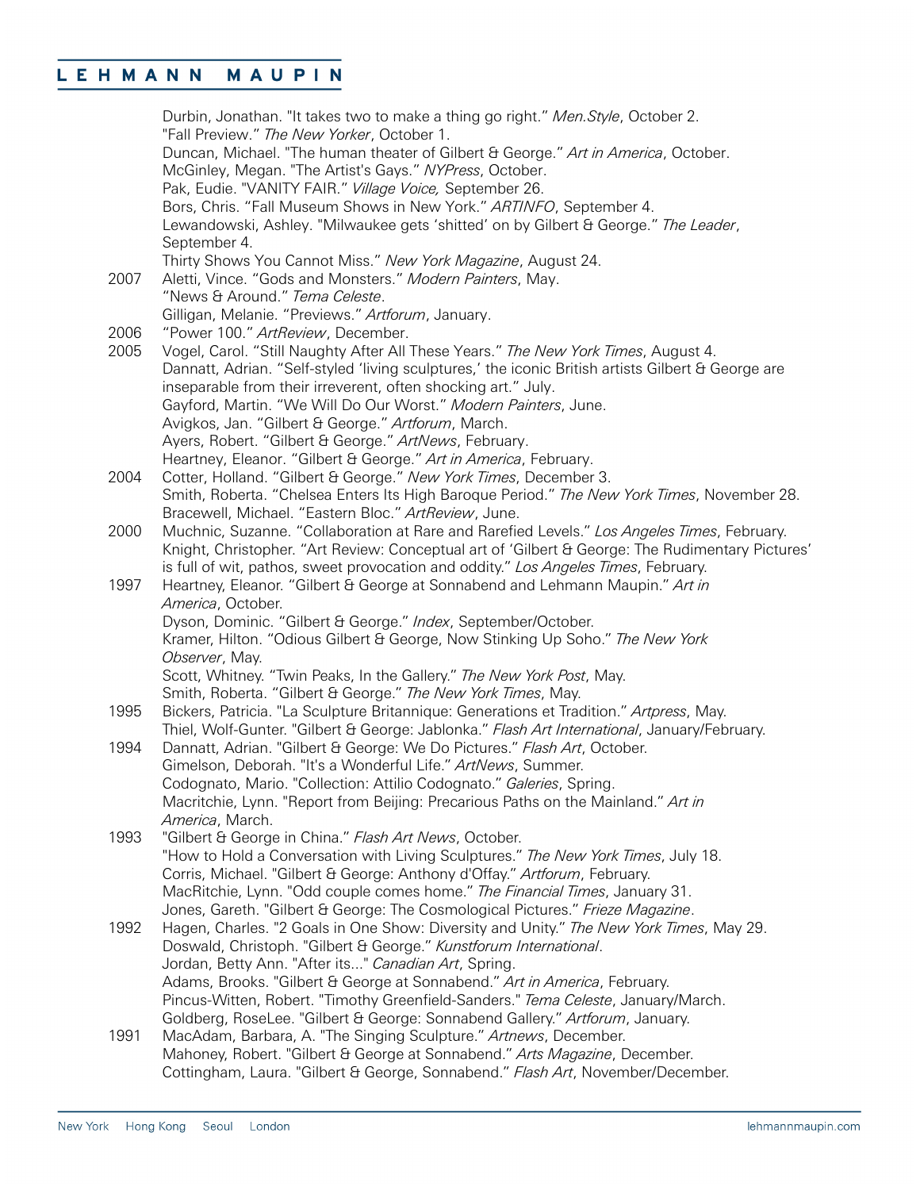Durbin, Jonathan. "It takes two to make a thing go right." *Men.Style*, October 2.
"Fall Preview." *The New Yorker*, October 1.
Duncan, Michael. "The human theater of Gilbert & George." *Art in America*, October.
McGinley, Megan. "The Artist's Gays." *NYPress*, October.
Pak, Eudie. "VANITY FAIR." *Village Voice,* September 26.
Bors, Chris. "Fall Museum Shows in New York." *ARTINFO*, September 4.
Lewandowski, Ashley. "Milwaukee gets 'shitted' on by Gilbert & George." *The Leader*, September 4.
Thirty Shows You Cannot Miss." *New York Magazine*, August 24.

2007 Aletti, Vince. "Gods and Monsters." *Modern Painters*, May.
"News & Around." *Tema Celeste*.
Gilligan, Melanie. "Previews." *Artforum*, January.

2006 "Power 100." *ArtReview*, December.

2005 Vogel, Carol. "Still Naughty After All These Years." *The New York Times*, August 4.
Dannatt, Adrian. "Self-styled 'living sculptures,' the iconic British artists Gilbert & George are inseparable from their irreverent, often shocking art." July.
Gayford, Martin. "We Will Do Our Worst." *Modern Painters*, June.
Avigkos, Jan. "Gilbert & George." *Artforum*, March.
Ayers, Robert. "Gilbert & George." *ArtNews*, February.
Heartney, Eleanor. "Gilbert & George." *Art in America*, February.

2004 Cotter, Holland. "Gilbert & George." *New York Times*, December 3.
Smith, Roberta. "Chelsea Enters Its High Baroque Period." *The New York Times*, November 28.
Bracewell, Michael. "Eastern Bloc." *ArtReview*, June.

2000 Muchnic, Suzanne. "Collaboration at Rare and Rarefied Levels." *Los Angeles Times*, February.
Knight, Christopher. "Art Review: Conceptual art of 'Gilbert & George: The Rudimentary Pictures' is full of wit, pathos, sweet provocation and oddity." *Los Angeles Times*, February.

1997 Heartney, Eleanor. "Gilbert & George at Sonnabend and Lehmann Maupin." *Art in America*, October.
Dyson, Dominic. "Gilbert & George." *Index*, September/October.
Kramer, Hilton. "Odious Gilbert & George, Now Stinking Up Soho." *The New York Observer*, May.
Scott, Whitney. "Twin Peaks, In the Gallery." *The New York Post*, May.
Smith, Roberta. "Gilbert & George." *The New York Times*, May.

1995 Bickers, Patricia. "La Sculpture Britannique: Generations et Tradition." *Artpress*, May.
Thiel, Wolf-Gunter. "Gilbert & George: Jablonka." *Flash Art International*, January/February.

1994 Dannatt, Adrian. "Gilbert & George: We Do Pictures." *Flash Art*, October.
Gimelson, Deborah. "It's a Wonderful Life." *ArtNews*, Summer.
Codognato, Mario. "Collection: Attilio Codognato." *Galeries*, Spring.
Macritchie, Lynn. "Report from Beijing: Precarious Paths on the Mainland." *Art in America*, March.

1993 "Gilbert & George in China." *Flash Art News*, October.
"How to Hold a Conversation with Living Sculptures." *The New York Times*, July 18.
Corris, Michael. "Gilbert & George: Anthony d'Offay." *Artforum*, February.
MacRitchie, Lynn. "Odd couple comes home." *The Financial Times*, January 31.
Jones, Gareth. "Gilbert & George: The Cosmological Pictures." *Frieze Magazine*.

1992 Hagen, Charles. "2 Goals in One Show: Diversity and Unity." *The New York Times*, May 29.
Doswald, Christoph. "Gilbert & George." *Kunstforum International*.
Jordan, Betty Ann. "After its..." *Canadian Art*, Spring.
Adams, Brooks. "Gilbert & George at Sonnabend." *Art in America*, February.
Pincus-Witten, Robert. "Timothy Greenfield-Sanders." *Tema Celeste*, January/March.
Goldberg, RoseLee. "Gilbert & George: Sonnabend Gallery." *Artforum*, January.

1991 MacAdam, Barbara, A. "The Singing Sculpture." *Artnews*, December.
Mahoney, Robert. "Gilbert & George at Sonnabend." *Arts Magazine*, December.
Cottingham, Laura. "Gilbert & George, Sonnabend." *Flash Art*, November/December.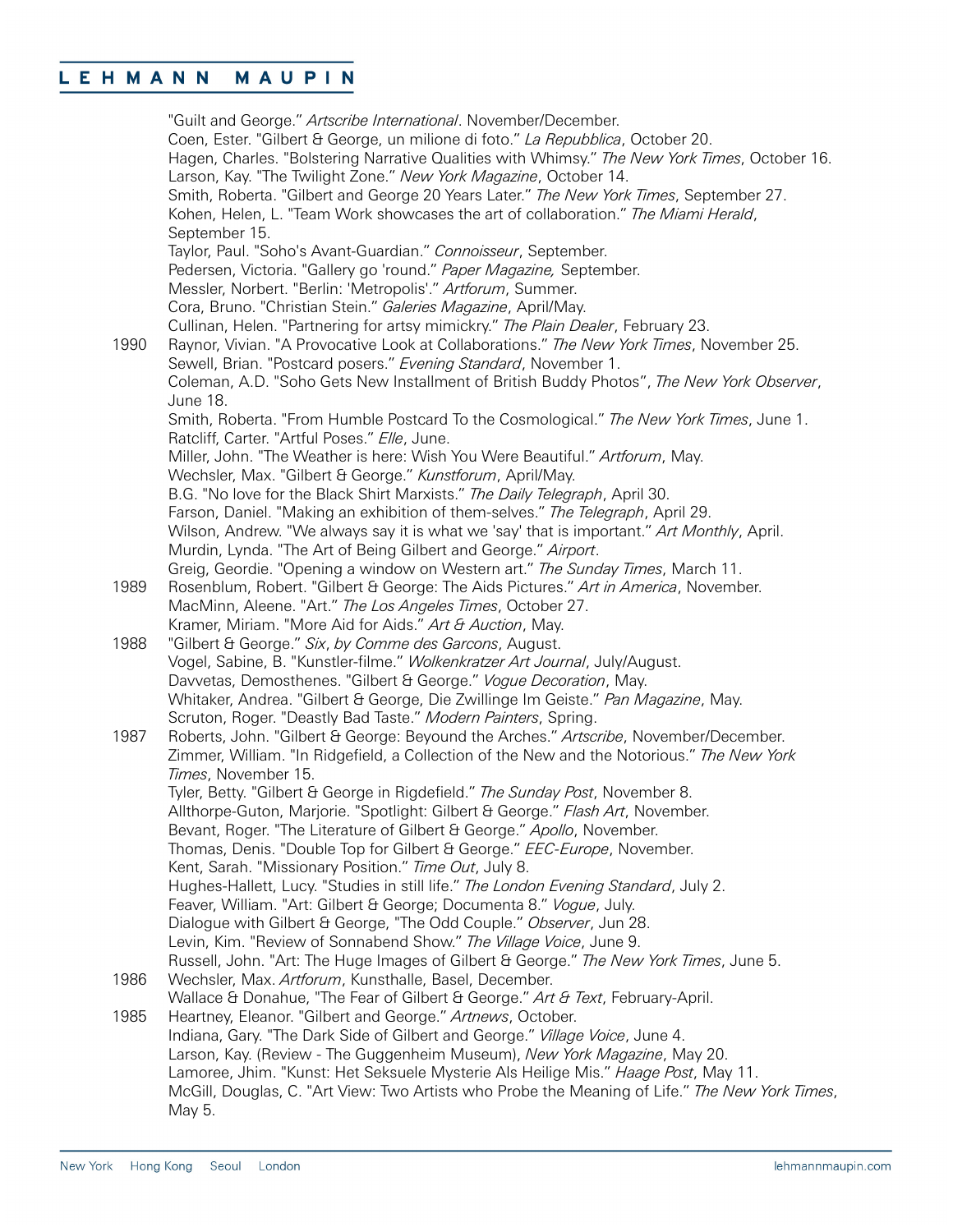"Guilt and George." *Artscribe International*. November/December.
Coen, Ester. "Gilbert & George, un milione di foto." *La Repubblica*, October 20.
Hagen, Charles. "Bolstering Narrative Qualities with Whimsy." *The New York Times*, October 16.
Larson, Kay. "The Twilight Zone." *New York Magazine*, October 14.
Smith, Roberta. "Gilbert and George 20 Years Later." *The New York Times*, September 27.
Kohen, Helen, L. "Team Work showcases the art of collaboration." *The Miami Herald*, September 15.
Taylor, Paul. "Soho's Avant-Guardian." *Connoisseur*, September.
Pedersen, Victoria. "Gallery go 'round." *Paper Magazine,* September.
Messler, Norbert. "Berlin: 'Metropolis'." *Artforum*, Summer.
Cora, Bruno. "Christian Stein." *Galeries Magazine*, April/May.
Cullinan, Helen. "Partnering for artsy mimickry." *The Plain Dealer*, February 23.

1990 Raynor, Vivian. "A Provocative Look at Collaborations." *The New York Times*, November 25.
Sewell, Brian. "Postcard posers." *Evening Standard*, November 1.
Coleman, A.D. "Soho Gets New Installment of British Buddy Photos", *The New York Observer*, June 18.
Smith, Roberta. "From Humble Postcard To the Cosmological." *The New York Times*, June 1.
Ratcliff, Carter. "Artful Poses." *Elle*, June.
Miller, John. "The Weather is here: Wish You Were Beautiful." *Artforum*, May.
Wechsler, Max. "Gilbert & George." *Kunstforum*, April/May.
B.G. "No love for the Black Shirt Marxists." *The Daily Telegraph*, April 30.
Farson, Daniel. "Making an exhibition of them-selves." *The Telegraph*, April 29.
Wilson, Andrew. "We always say it is what we 'say' that is important." *Art Monthly*, April.
Murdin, Lynda. "The Art of Being Gilbert and George." *Airport*.
Greig, Geordie. "Opening a window on Western art." *The Sunday Times*, March 11.

1989 Rosenblum, Robert. "Gilbert & George: The Aids Pictures." *Art in America*, November.
MacMinn, Aleene. "Art." *The Los Angeles Times*, October 27.
Kramer, Miriam. "More Aid for Aids." *Art & Auction*, May.

1988 "Gilbert & George." *Six*, *by Comme des Garcons*, August.
Vogel, Sabine, B. "Kunstler-filme." *Wolkenkratzer Art Journal*, July/August.
Davvetas, Demosthenes. "Gilbert & George." *Vogue Decoration*, May.
Whitaker, Andrea. "Gilbert & George, Die Zwillinge Im Geiste." *Pan Magazine*, May.
Scruton, Roger. "Deastly Bad Taste." *Modern Painters*, Spring.

1987 Roberts, John. "Gilbert & George: Beyound the Arches." *Artscribe*, November/December.
Zimmer, William. "In Ridgefield, a Collection of the New and the Notorious." *The New York Times*, November 15.
Tyler, Betty. "Gilbert & George in Rigdefield." *The Sunday Post*, November 8.
Allthorpe-Guton, Marjorie. "Spotlight: Gilbert & George." *Flash Art*, November.
Bevant, Roger. "The Literature of Gilbert & George." *Apollo*, November.
Thomas, Denis. "Double Top for Gilbert & George." *EEC-Europe*, November.
Kent, Sarah. "Missionary Position." *Time Out*, July 8.
Hughes-Hallett, Lucy. "Studies in still life." *The London Evening Standard*, July 2.
Feaver, William. "Art: Gilbert & George; Documenta 8." *Vogue*, July.
Dialogue with Gilbert & George, "The Odd Couple." *Observer*, Jun 28.
Levin, Kim. "Review of Sonnabend Show." *The Village Voice*, June 9.
Russell, John. "Art: The Huge Images of Gilbert & George." *The New York Times*, June 5.

1986 Wechsler, Max. *Artforum*, Kunsthalle, Basel, December.
Wallace & Donahue, "The Fear of Gilbert & George." *Art & Text*, February-April.

1985 Heartney, Eleanor. "Gilbert and George." *Artnews*, October.
Indiana, Gary. "The Dark Side of Gilbert and George." *Village Voice*, June 4.
Larson, Kay. (Review - The Guggenheim Museum), *New York Magazine*, May 20.
Lamoree, Jhim. "Kunst: Het Seksuele Mysterie Als Heilige Mis." *Haage Post*, May 11.
McGill, Douglas, C. "Art View: Two Artists who Probe the Meaning of Life." *The New York Times*, May 5.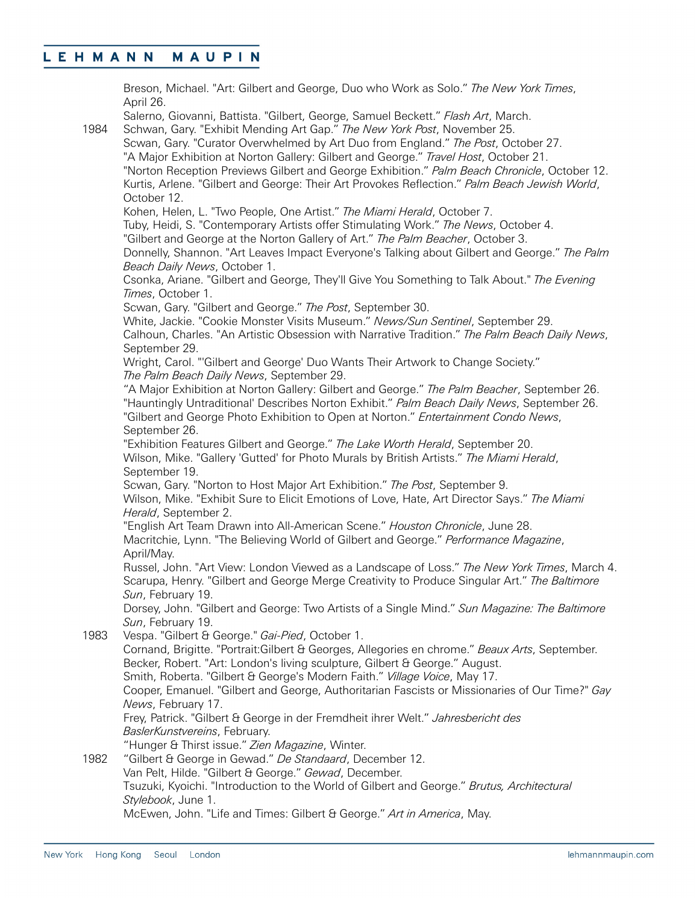Breson, Michael. "Art: Gilbert and George, Duo who Work as Solo." *The New York Times*, April 26.
Salerno, Giovanni, Battista. "Gilbert, George, Samuel Beckett." *Flash Art*, March.

1984 Schwan, Gary. "Exhibit Mending Art Gap." *The New York Post*, November 25.
Scwan, Gary. "Curator Overwhelmed by Art Duo from England." *The Post*, October 27.
"A Major Exhibition at Norton Gallery: Gilbert and George." *Travel Host*, October 21.
"Norton Reception Previews Gilbert and George Exhibition." *Palm Beach Chronicle*, October 12.
Kurtis, Arlene. "Gilbert and George: Their Art Provokes Reflection." *Palm Beach Jewish World*, October 12.
Kohen, Helen, L. "Two People, One Artist." *The Miami Herald*, October 7.
Tuby, Heidi, S. "Contemporary Artists offer Stimulating Work." *The News*, October 4.
"Gilbert and George at the Norton Gallery of Art." *The Palm Beacher*, October 3.
Donnelly, Shannon. "Art Leaves Impact Everyone's Talking about Gilbert and George." *The Palm Beach Daily News*, October 1.
Csonka, Ariane. "Gilbert and George, They'll Give You Something to Talk About." *The Evening Times*, October 1.
Scwan, Gary. "Gilbert and George." *The Post*, September 30.
White, Jackie. "Cookie Monster Visits Museum." *News/Sun Sentinel*, September 29.
Calhoun, Charles. "An Artistic Obsession with Narrative Tradition." *The Palm Beach Daily News*, September 29.
Wright, Carol. "'Gilbert and George' Duo Wants Their Artwork to Change Society." *The Palm Beach Daily News*, September 29.
"A Major Exhibition at Norton Gallery: Gilbert and George." *The Palm Beacher*, September 26.
"Hauntingly Untraditional' Describes Norton Exhibit." *Palm Beach Daily News*, September 26.
"Gilbert and George Photo Exhibition to Open at Norton." *Entertainment Condo News*, September 26.
"Exhibition Features Gilbert and George." *The Lake Worth Herald*, September 20.
Wilson, Mike. "Gallery 'Gutted' for Photo Murals by British Artists." *The Miami Herald*, September 19.
Scwan, Gary. "Norton to Host Major Art Exhibition." *The Post*, September 9.
Wilson, Mike. "Exhibit Sure to Elicit Emotions of Love, Hate, Art Director Says." *The Miami Herald*, September 2.
"English Art Team Drawn into All-American Scene." *Houston Chronicle*, June 28.
Macritchie, Lynn. "The Believing World of Gilbert and George." *Performance Magazine*, April/May.
Russel, John. "Art View: London Viewed as a Landscape of Loss." *The New York Times*, March 4.
Scarupa, Henry. "Gilbert and George Merge Creativity to Produce Singular Art." *The Baltimore Sun*, February 19.
Dorsey, John. "Gilbert and George: Two Artists of a Single Mind." *Sun Magazine: The Baltimore Sun*, February 19.

1983 Vespa. "Gilbert & George." *Gai-Pied*, October 1.
Cornand, Brigitte. "Portrait:Gilbert & Georges, Allegories en chrome." *Beaux Arts*, September.
Becker, Robert. "Art: London's living sculpture, Gilbert & George." August.
Smith, Roberta. "Gilbert & George's Modern Faith." *Village Voice*, May 17.
Cooper, Emanuel. "Gilbert and George, Authoritarian Fascists or Missionaries of Our Time?" *Gay News*, February 17.
Frey, Patrick. "Gilbert & George in der Fremdheit ihrer Welt." *Jahresbericht des BaslerKunstvereins*, February.
"Hunger & Thirst issue." *Zien Magazine*, Winter.

1982 "Gilbert & George in Gewad." *De Standaard*, December 12.
Van Pelt, Hilde. "Gilbert & George." *Gewad*, December.
Tsuzuki, Kyoichi. "Introduction to the World of Gilbert and George." *Brutus, Architectural Stylebook*, June 1.
McEwen, John. "Life and Times: Gilbert & George." *Art in America*, May.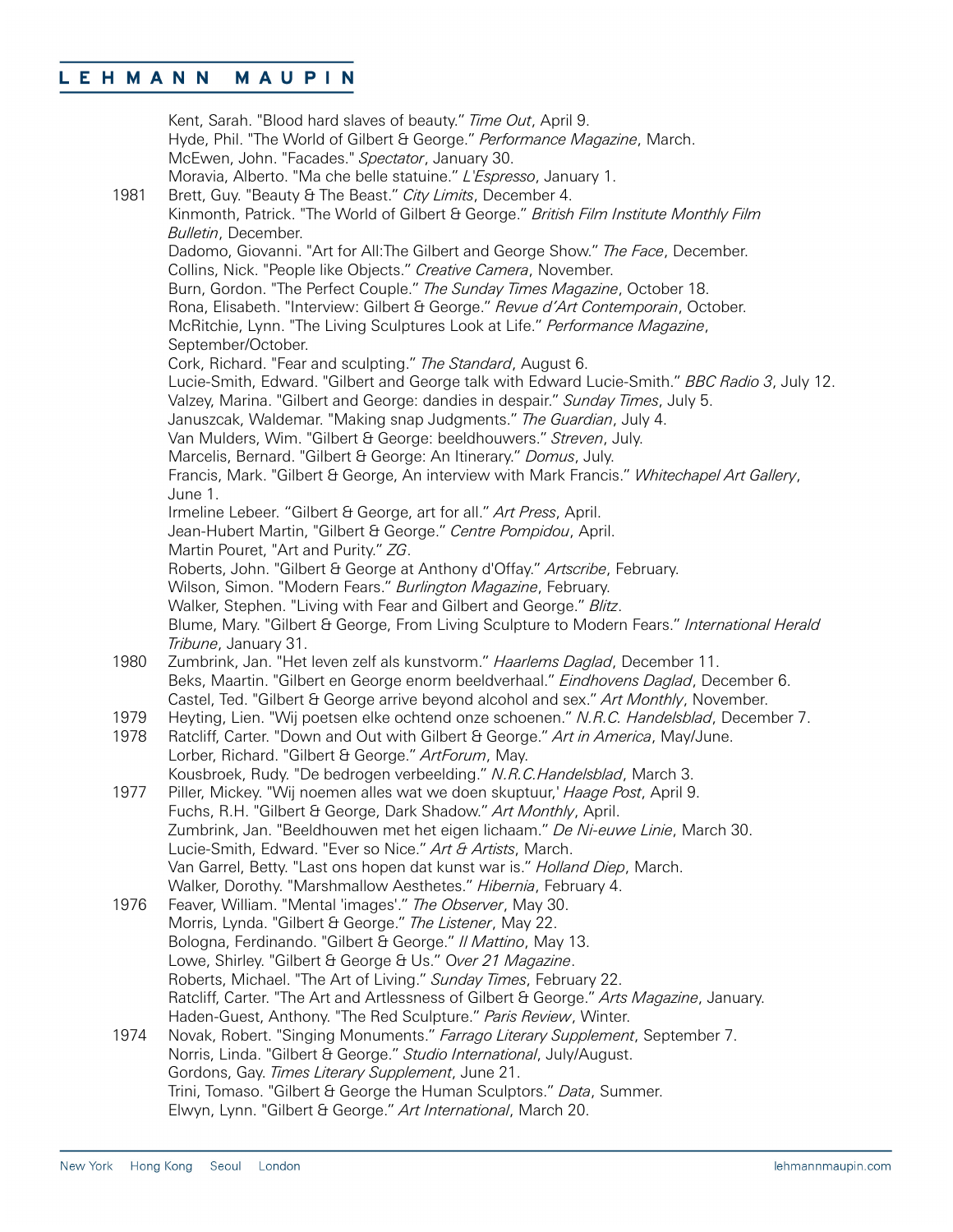Kent, Sarah. "Blood hard slaves of beauty." *Time Out*, April 9.
Hyde, Phil. "The World of Gilbert & George." *Performance Magazine*, March.
McEwen, John. "Facades." *Spectator*, January 30.
Moravia, Alberto. "Ma che belle statuine." *L'Espresso*, January 1.

1981 Brett, Guy. "Beauty & The Beast." *City Limits*, December 4.
Kinmonth, Patrick. "The World of Gilbert & George." *British Film Institute Monthly Film Bulletin*, December.
Dadomo, Giovanni. "Art for All:The Gilbert and George Show." *The Face*, December.
Collins, Nick. "People like Objects." *Creative Camera*, November.
Burn, Gordon. "The Perfect Couple." *The Sunday Times Magazine*, October 18.
Rona, Elisabeth. "Interview: Gilbert & George." *Revue d'Art Contemporain*, October.
McRitchie, Lynn. "The Living Sculptures Look at Life." *Performance Magazine*, September/October.
Cork, Richard. "Fear and sculpting." *The Standard*, August 6.
Lucie-Smith, Edward. "Gilbert and George talk with Edward Lucie-Smith." *BBC Radio 3*, July 12.
Valzey, Marina. "Gilbert and George: dandies in despair." *Sunday Times*, July 5.
Januszczak, Waldemar. "Making snap Judgments." *The Guardian*, July 4.
Van Mulders, Wim. "Gilbert & George: beeldhouwers." *Streven*, July.
Marcelis, Bernard. "Gilbert & George: An Itinerary." *Domus*, July.
Francis, Mark. "Gilbert & George, An interview with Mark Francis." *Whitechapel Art Gallery*, June 1.
Irmeline Lebeer. "Gilbert & George, art for all." *Art Press*, April.
Jean-Hubert Martin, "Gilbert & George." *Centre Pompidou*, April.
Martin Pouret, "Art and Purity." *ZG*.
Roberts, John. "Gilbert & George at Anthony d'Offay." *Artscribe*, February.
Wilson, Simon. "Modern Fears." *Burlington Magazine*, February.
Walker, Stephen. "Living with Fear and Gilbert and George." *Blitz*.
Blume, Mary. "Gilbert & George, From Living Sculpture to Modern Fears." *International Herald Tribune*, January 31.

1980 Zumbrink, Jan. "Het leven zelf als kunstvorm." *Haarlems Daglad*, December 11.
Beks, Maartin. "Gilbert en George enorm beeldverhaal." *Eindhovens Daglad*, December 6.
Castel, Ted. "Gilbert & George arrive beyond alcohol and sex." *Art Monthly*, November.

1979 Heyting, Lien. "Wij poetsen elke ochtend onze schoenen." *N.R.C. Handelsblad*, December 7.

1978 Ratcliff, Carter. "Down and Out with Gilbert & George." *Art in America*, May/June.
Lorber, Richard. "Gilbert & George." *ArtForum*, May.
Kousbroek, Rudy. "De bedrogen verbeelding." *N.R.C.Handelsblad*, March 3.

1977 Piller, Mickey. "Wij noemen alles wat we doen skuptuur,' *Haage Post*, April 9.
Fuchs, R.H. "Gilbert & George, Dark Shadow." *Art Monthly*, April.
Zumbrink, Jan. "Beeldhouwen met het eigen lichaam." *De Ni-euwe Linie*, March 30.
Lucie-Smith, Edward. "Ever so Nice." *Art & Artists*, March.
Van Garrel, Betty. "Last ons hopen dat kunst war is." *Holland Diep*, March.
Walker, Dorothy. "Marshmallow Aesthetes." *Hibernia*, February 4.

1976 Feaver, William. "Mental 'images'." *The Observer*, May 30.
Morris, Lynda. "Gilbert & George." *The Listener*, May 22.
Bologna, Ferdinando. "Gilbert & George." *Il Mattino*, May 13.
Lowe, Shirley. "Gilbert & George & Us." *Over 21 Magazine*.
Roberts, Michael. "The Art of Living." *Sunday Times*, February 22.
Ratcliff, Carter. "The Art and Artlessness of Gilbert & George." *Arts Magazine*, January.
Haden-Guest, Anthony. "The Red Sculpture." *Paris Review*, Winter.

1974 Novak, Robert. "Singing Monuments." *Farrago Literary Supplement*, September 7.
Norris, Linda. "Gilbert & George." *Studio International*, July/August.
Gordons, Gay. *Times Literary Supplement*, June 21.
Trini, Tomaso. "Gilbert & George the Human Sculptors." *Data*, Summer.
Elwyn, Lynn. "Gilbert & George." *Art International*, March 20.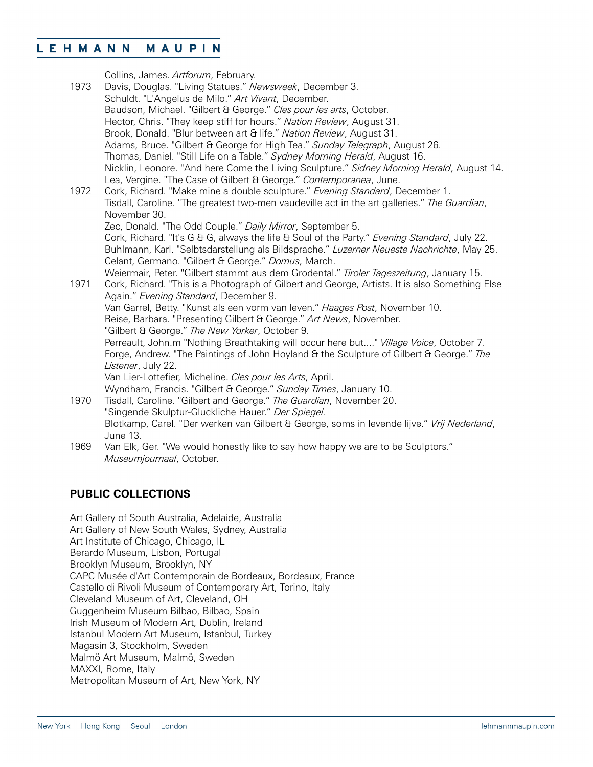Collins, James. *Artforum*, February.

1973 Davis, Douglas. "Living Statues." *Newsweek*, December 3.
Schuldt. "L'Angelus de Milo." *Art Vivant*, December.
Baudson, Michael. "Gilbert & George." *Cles pour les arts*, October.
Hector, Chris. "They keep stiff for hours." *Nation Review*, August 31.
Brook, Donald. "Blur between art & life." *Nation Review*, August 31.
Adams, Bruce. "Gilbert & George for High Tea." *Sunday Telegraph*, August 26.
Thomas, Daniel. "Still Life on a Table." *Sydney Morning Herald*, August 16.
Nicklin, Leonore. "And here Come the Living Sculpture." *Sidney Morning Herald*, August 14.
Lea, Vergine. "The Case of Gilbert & George." *Contemporanea*, June.

1972 Cork, Richard. "Make mine a double sculpture." *Evening Standard*, December 1.
Tisdall, Caroline. "The greatest two-men vaudeville act in the art galleries." *The Guardian*, November 30.
Zec, Donald. "The Odd Couple." *Daily Mirror*, September 5.
Cork, Richard. "It's G & G, always the life & Soul of the Party." *Evening Standard*, July 22.
Buhlmann, Karl. "Selbtsdarstellung als Bildsprache." *Luzerner Neueste Nachrichte*, May 25.
Celant, Germano. "Gilbert & George." *Domus*, March.
Weiermair, Peter. "Gilbert stammt aus dem Grodental." *Tiroler Tageszeitung*, January 15.

1971 Cork, Richard. "This is a Photograph of Gilbert and George, Artists. It is also Something Else Again." *Evening Standard*, December 9.
Van Garrel, Betty. "Kunst als een vorm van leven." *Haages Post*, November 10.
Reise, Barbara. "Presenting Gilbert & George." *Art News*, November.
"Gilbert & George." *The New Yorker*, October 9.
Perreault, John.m "Nothing Breathtaking will occur here but...." *Village Voice*, October 7.
Forge, Andrew. "The Paintings of John Hoyland & the Sculpture of Gilbert & George." *The Listener*, July 22.
Van Lier-Lottefier, Micheline. *Cles pour les Arts*, April.
Wyndham, Francis. "Gilbert & George." *Sunday Times*, January 10.

1970 Tisdall, Caroline. "Gilbert and George." *The Guardian*, November 20.
"Singende Skulptur-Gluckliche Hauer." *Der Spiegel*.
Blotkamp, Carel. "Der werken van Gilbert & George, soms in levende lijve." *Vrij Nederland*, June 13.

1969 Van Elk, Ger. "We would honestly like to say how happy we are to be Sculptors." *Museumjournaal*, October.

## PUBLIC COLLECTIONS

Art Gallery of South Australia, Adelaide, Australia
Art Gallery of New South Wales, Sydney, Australia
Art Institute of Chicago, Chicago, IL
Berardo Museum, Lisbon, Portugal
Brooklyn Museum, Brooklyn, NY
CAPC Musée d'Art Contemporain de Bordeaux, Bordeaux, France
Castello di Rivoli Museum of Contemporary Art, Torino, Italy
Cleveland Museum of Art, Cleveland, OH
Guggenheim Museum Bilbao, Bilbao, Spain
Irish Museum of Modern Art, Dublin, Ireland
Istanbul Modern Art Museum, Istanbul, Turkey
Magasin 3, Stockholm, Sweden
Malmö Art Museum, Malmö, Sweden
MAXXI, Rome, Italy
Metropolitan Museum of Art, New York, NY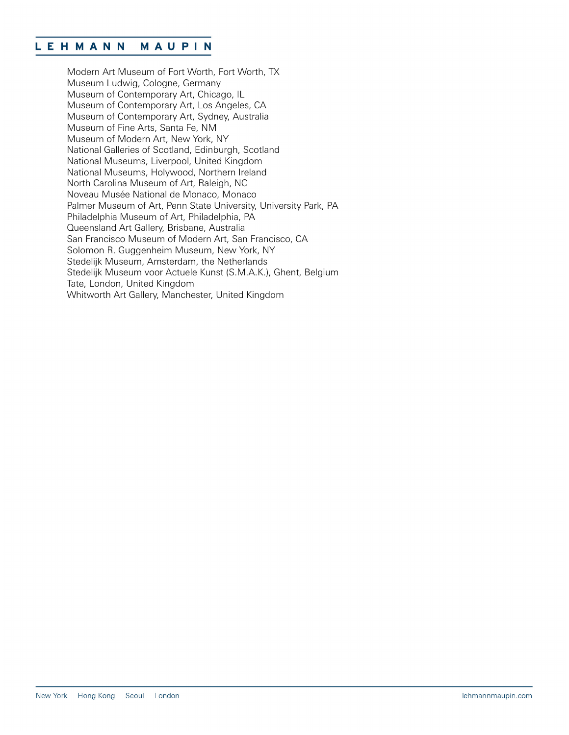Modern Art Museum of Fort Worth, Fort Worth, TX
Museum Ludwig, Cologne, Germany
Museum of Contemporary Art, Chicago, IL
Museum of Contemporary Art, Los Angeles, CA
Museum of Contemporary Art, Sydney, Australia
Museum of Fine Arts, Santa Fe, NM
Museum of Modern Art, New York, NY
National Galleries of Scotland, Edinburgh, Scotland
National Museums, Liverpool, United Kingdom
National Museums, Holywood, Northern Ireland
North Carolina Museum of Art, Raleigh, NC
Noveau Musée National de Monaco, Monaco
Palmer Museum of Art, Penn State University, University Park, PA
Philadelphia Museum of Art, Philadelphia, PA
Queensland Art Gallery, Brisbane, Australia
San Francisco Museum of Modern Art, San Francisco, CA
Solomon R. Guggenheim Museum, New York, NY
Stedelijk Museum, Amsterdam, the Netherlands
Stedelijk Museum voor Actuele Kunst (S.M.A.K.), Ghent, Belgium
Tate, London, United Kingdom
Whitworth Art Gallery, Manchester, United Kingdom